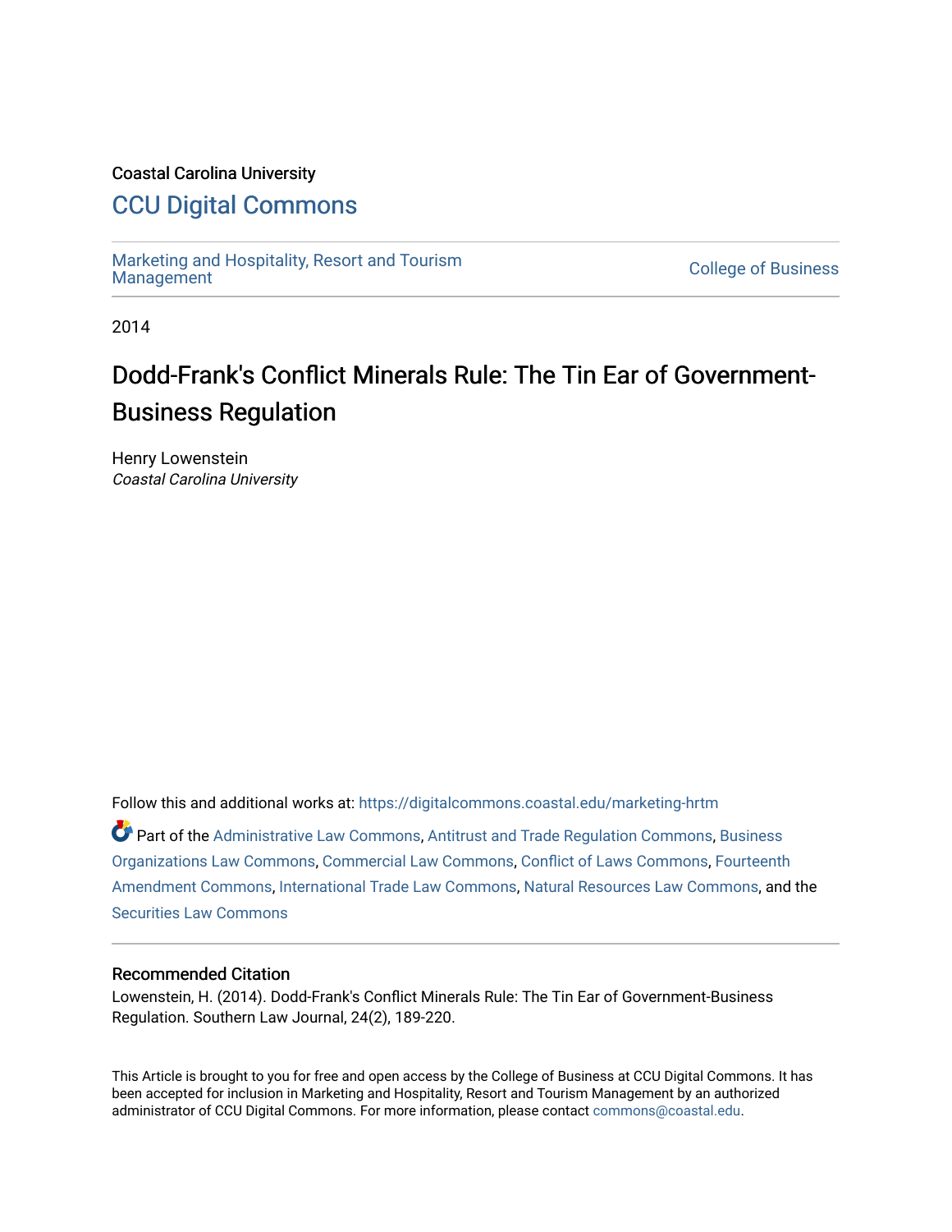Coastal Carolina University

# CCU Digital Commons

Marketing and Hospitality, Resort and Tourism Management

College of Business

2014

## Dodd-Frank's Conflict Minerals Rule: The Tin Ear of Government-Business Regulation

Henry Lowenstein
*Coastal Carolina University*

Follow this and additional works at: https://digitalcommons.coastal.edu/marketing-hrtm

Part of the Administrative Law Commons, Antitrust and Trade Regulation Commons, Business Organizations Law Commons, Commercial Law Commons, Conflict of Laws Commons, Fourteenth Amendment Commons, International Trade Law Commons, Natural Resources Law Commons, and the Securities Law Commons

### Recommended Citation

Lowenstein, H. (2014). Dodd-Frank's Conflict Minerals Rule: The Tin Ear of Government-Business Regulation. Southern Law Journal, 24(2), 189-220.

This Article is brought to you for free and open access by the College of Business at CCU Digital Commons. It has been accepted for inclusion in Marketing and Hospitality, Resort and Tourism Management by an authorized administrator of CCU Digital Commons. For more information, please contact commons@coastal.edu.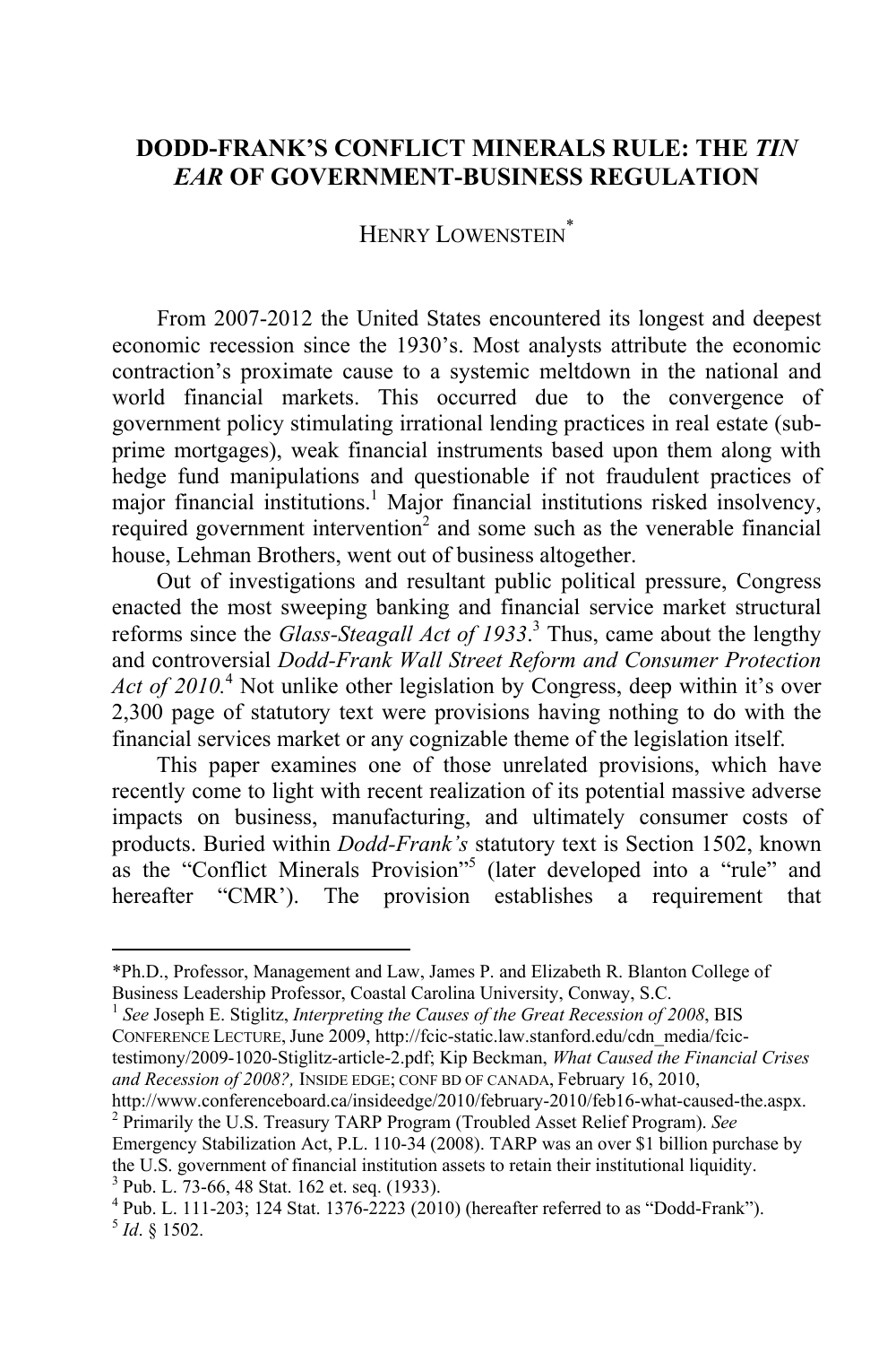# DODD-FRANK'S CONFLICT MINERALS RULE: THE *TIN EAR* OF GOVERNMENT-BUSINESS REGULATION

HENRY LOWENSTEIN*

From 2007-2012 the United States encountered its longest and deepest economic recession since the 1930's. Most analysts attribute the economic contraction's proximate cause to a systemic meltdown in the national and world financial markets. This occurred due to the convergence of government policy stimulating irrational lending practices in real estate (sub-prime mortgages), weak financial instruments based upon them along with hedge fund manipulations and questionable if not fraudulent practices of major financial institutions.[1] Major financial institutions risked insolvency, required government intervention[2] and some such as the venerable financial house, Lehman Brothers, went out of business altogether.

Out of investigations and resultant public political pressure, Congress enacted the most sweeping banking and financial service market structural reforms since the *Glass-Steagall Act of 1933*.[3] Thus, came about the lengthy and controversial *Dodd-Frank Wall Street Reform and Consumer Protection Act of 2010.*[4] Not unlike other legislation by Congress, deep within it's over 2,300 page of statutory text were provisions having nothing to do with the financial services market or any cognizable theme of the legislation itself.

This paper examines one of those unrelated provisions, which have recently come to light with recent realization of its potential massive adverse impacts on business, manufacturing, and ultimately consumer costs of products. Buried within *Dodd-Frank's* statutory text is Section 1502, known as the "Conflict Minerals Provision"[5] (later developed into a "rule" and hereafter "CMR'). The provision establishes a requirement that

---

*Ph.D., Professor, Management and Law, James P. and Elizabeth R. Blanton College of Business Leadership Professor, Coastal Carolina University, Conway, S.C.

[1] *See* Joseph E. Stiglitz, *Interpreting the Causes of the Great Recession of 2008*, BIS CONFERENCE LECTURE, June 2009, http://fcic-static.law.stanford.edu/cdn_media/fcic-testimony/2009-1020-Stiglitz-article-2.pdf; Kip Beckman, *What Caused the Financial Crises and Recession of 2008?,* INSIDE EDGE; CONF BD OF CANADA, February 16, 2010, http://www.conferenceboard.ca/insideedge/2010/february-2010/feb16-what-caused-the.aspx.

[2] Primarily the U.S. Treasury TARP Program (Troubled Asset Relief Program). *See* Emergency Stabilization Act, P.L. 110-34 (2008). TARP was an over $1 billion purchase by the U.S. government of financial institution assets to retain their institutional liquidity.

[3] Pub. L. 73-66, 48 Stat. 162 et. seq. (1933).

[4] Pub. L. 111-203; 124 Stat. 1376-2223 (2010) (hereafter referred to as "Dodd-Frank").

[5] *Id*. § 1502.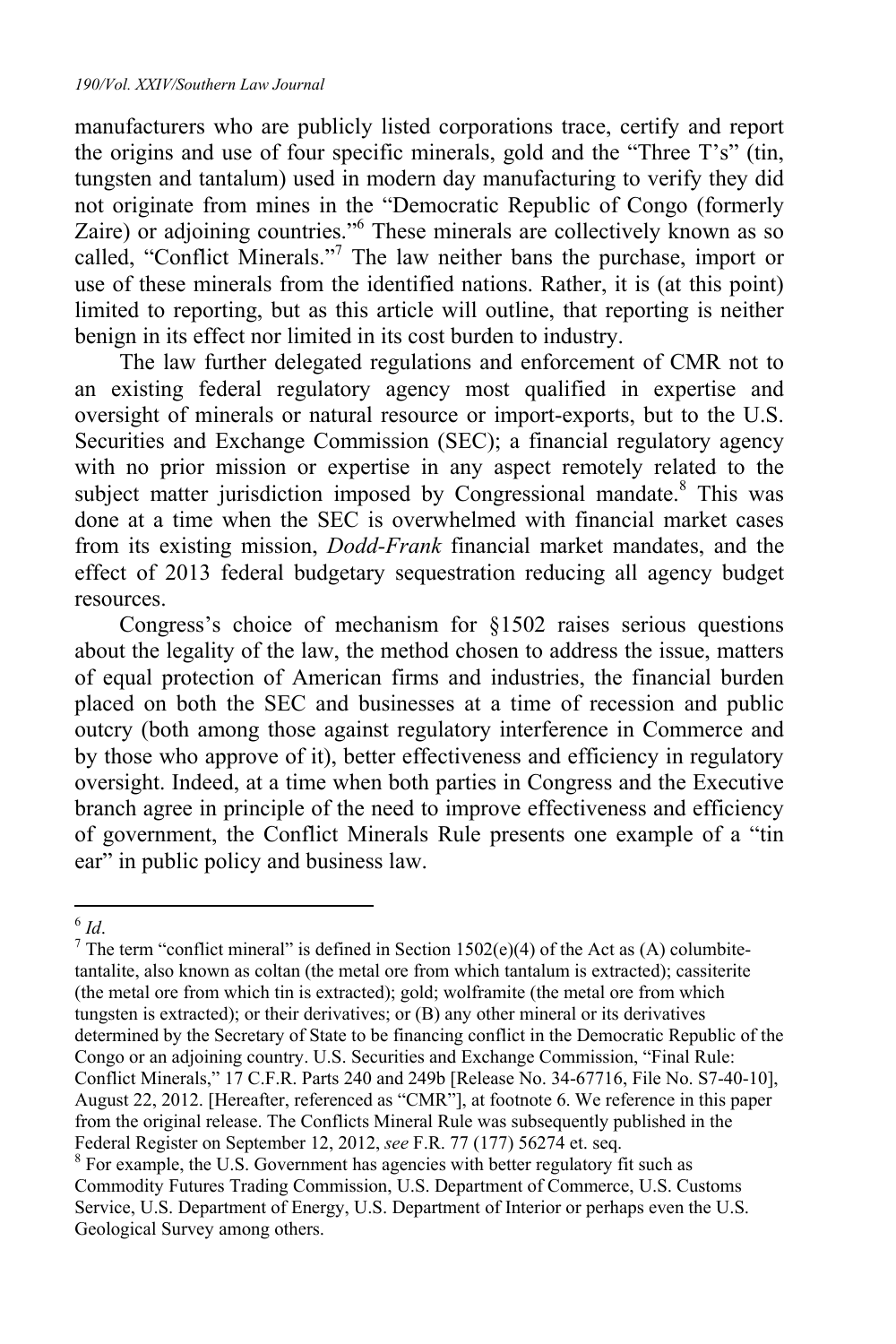manufacturers who are publicly listed corporations trace, certify and report the origins and use of four specific minerals, gold and the "Three T's" (tin, tungsten and tantalum) used in modern day manufacturing to verify they did not originate from mines in the "Democratic Republic of Congo (formerly Zaire) or adjoining countries."[6] These minerals are collectively known as so called, "Conflict Minerals."[7] The law neither bans the purchase, import or use of these minerals from the identified nations. Rather, it is (at this point) limited to reporting, but as this article will outline, that reporting is neither benign in its effect nor limited in its cost burden to industry.

The law further delegated regulations and enforcement of CMR not to an existing federal regulatory agency most qualified in expertise and oversight of minerals or natural resource or import-exports, but to the U.S. Securities and Exchange Commission (SEC); a financial regulatory agency with no prior mission or expertise in any aspect remotely related to the subject matter jurisdiction imposed by Congressional mandate.[8] This was done at a time when the SEC is overwhelmed with financial market cases from its existing mission, *Dodd-Frank* financial market mandates, and the effect of 2013 federal budgetary sequestration reducing all agency budget resources.

Congress's choice of mechanism for §1502 raises serious questions about the legality of the law, the method chosen to address the issue, matters of equal protection of American firms and industries, the financial burden placed on both the SEC and businesses at a time of recession and public outcry (both among those against regulatory interference in Commerce and by those who approve of it), better effectiveness and efficiency in regulatory oversight. Indeed, at a time when both parties in Congress and the Executive branch agree in principle of the need to improve effectiveness and efficiency of government, the Conflict Minerals Rule presents one example of a "tin ear" in public policy and business law.

---

[6] *Id*.

[7] The term "conflict mineral" is defined in Section 1502(e)(4) of the Act as (A) columbite-tantalite, also known as coltan (the metal ore from which tantalum is extracted); cassiterite (the metal ore from which tin is extracted); gold; wolframite (the metal ore from which tungsten is extracted); or their derivatives; or (B) any other mineral or its derivatives determined by the Secretary of State to be financing conflict in the Democratic Republic of the Congo or an adjoining country. U.S. Securities and Exchange Commission, "Final Rule: Conflict Minerals," 17 C.F.R. Parts 240 and 249b [Release No. 34-67716, File No. S7-40-10], August 22, 2012. [Hereafter, referenced as "CMR"], at footnote 6. We reference in this paper from the original release. The Conflicts Mineral Rule was subsequently published in the Federal Register on September 12, 2012, *see* F.R. 77 (177) 56274 et. seq.

[8] For example, the U.S. Government has agencies with better regulatory fit such as Commodity Futures Trading Commission, U.S. Department of Commerce, U.S. Customs Service, U.S. Department of Energy, U.S. Department of Interior or perhaps even the U.S. Geological Survey among others.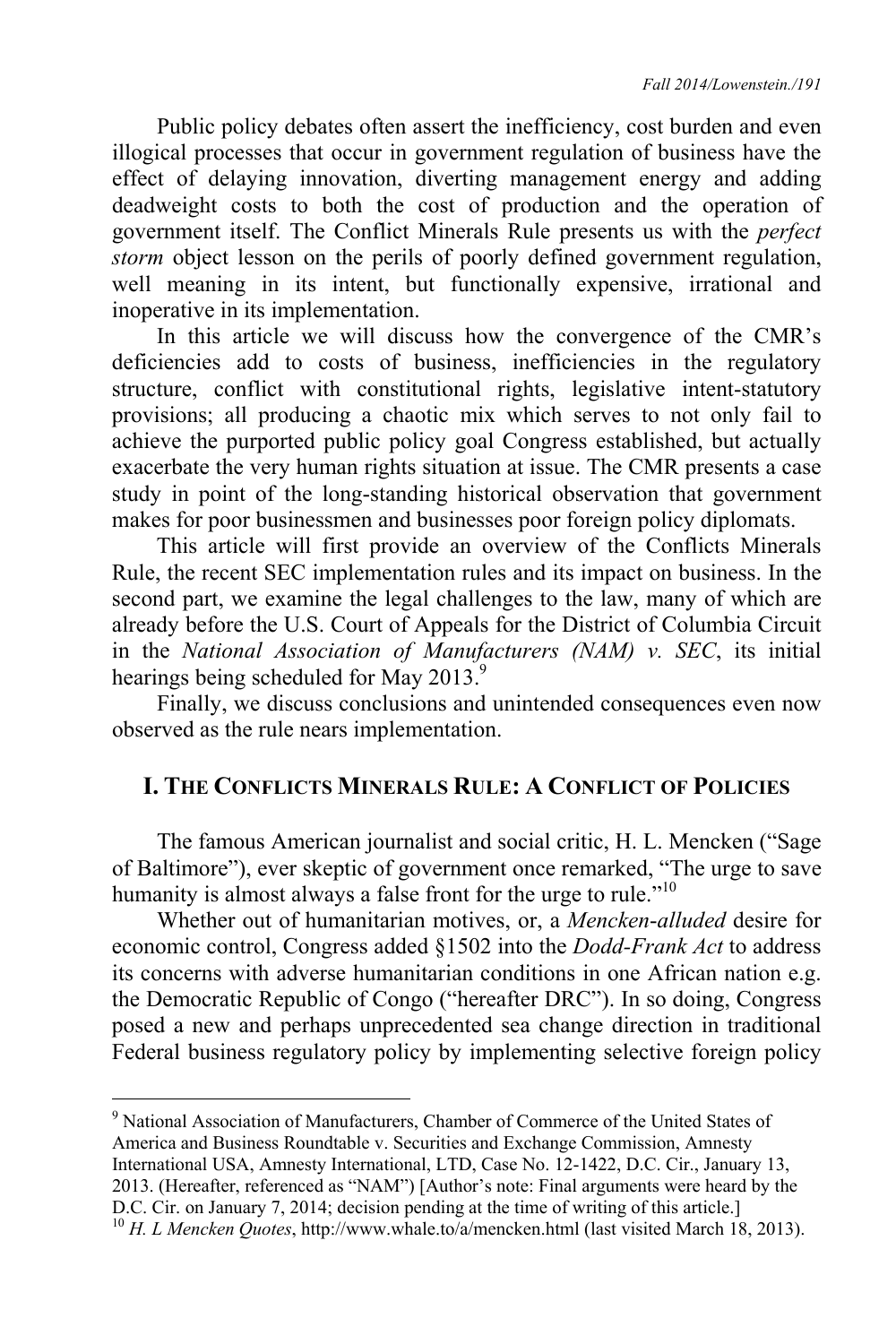Public policy debates often assert the inefficiency, cost burden and even illogical processes that occur in government regulation of business have the effect of delaying innovation, diverting management energy and adding deadweight costs to both the cost of production and the operation of government itself. The Conflict Minerals Rule presents us with the *perfect storm* object lesson on the perils of poorly defined government regulation, well meaning in its intent, but functionally expensive, irrational and inoperative in its implementation.

In this article we will discuss how the convergence of the CMR's deficiencies add to costs of business, inefficiencies in the regulatory structure, conflict with constitutional rights, legislative intent-statutory provisions; all producing a chaotic mix which serves to not only fail to achieve the purported public policy goal Congress established, but actually exacerbate the very human rights situation at issue. The CMR presents a case study in point of the long-standing historical observation that government makes for poor businessmen and businesses poor foreign policy diplomats.

This article will first provide an overview of the Conflicts Minerals Rule, the recent SEC implementation rules and its impact on business. In the second part, we examine the legal challenges to the law, many of which are already before the U.S. Court of Appeals for the District of Columbia Circuit in the *National Association of Manufacturers (NAM) v. SEC*, its initial hearings being scheduled for May 2013.[9]

Finally, we discuss conclusions and unintended consequences even now observed as the rule nears implementation.

## I. THE CONFLICTS MINERALS RULE: A CONFLICT OF POLICIES

The famous American journalist and social critic, H. L. Mencken ("Sage of Baltimore"), ever skeptic of government once remarked, "The urge to save humanity is almost always a false front for the urge to rule."[10]

Whether out of humanitarian motives, or, a *Mencken-alluded* desire for economic control, Congress added §1502 into the *Dodd-Frank Act* to address its concerns with adverse humanitarian conditions in one African nation e.g. the Democratic Republic of Congo ("hereafter DRC"). In so doing, Congress posed a new and perhaps unprecedented sea change direction in traditional Federal business regulatory policy by implementing selective foreign policy

---

[9] National Association of Manufacturers, Chamber of Commerce of the United States of America and Business Roundtable v. Securities and Exchange Commission, Amnesty International USA, Amnesty International, LTD, Case No. 12-1422, D.C. Cir., January 13, 2013. (Hereafter, referenced as "NAM") [Author's note: Final arguments were heard by the D.C. Cir. on January 7, 2014; decision pending at the time of writing of this article.]

[10] *H. L Mencken Quotes*, http://www.whale.to/a/mencken.html (last visited March 18, 2013).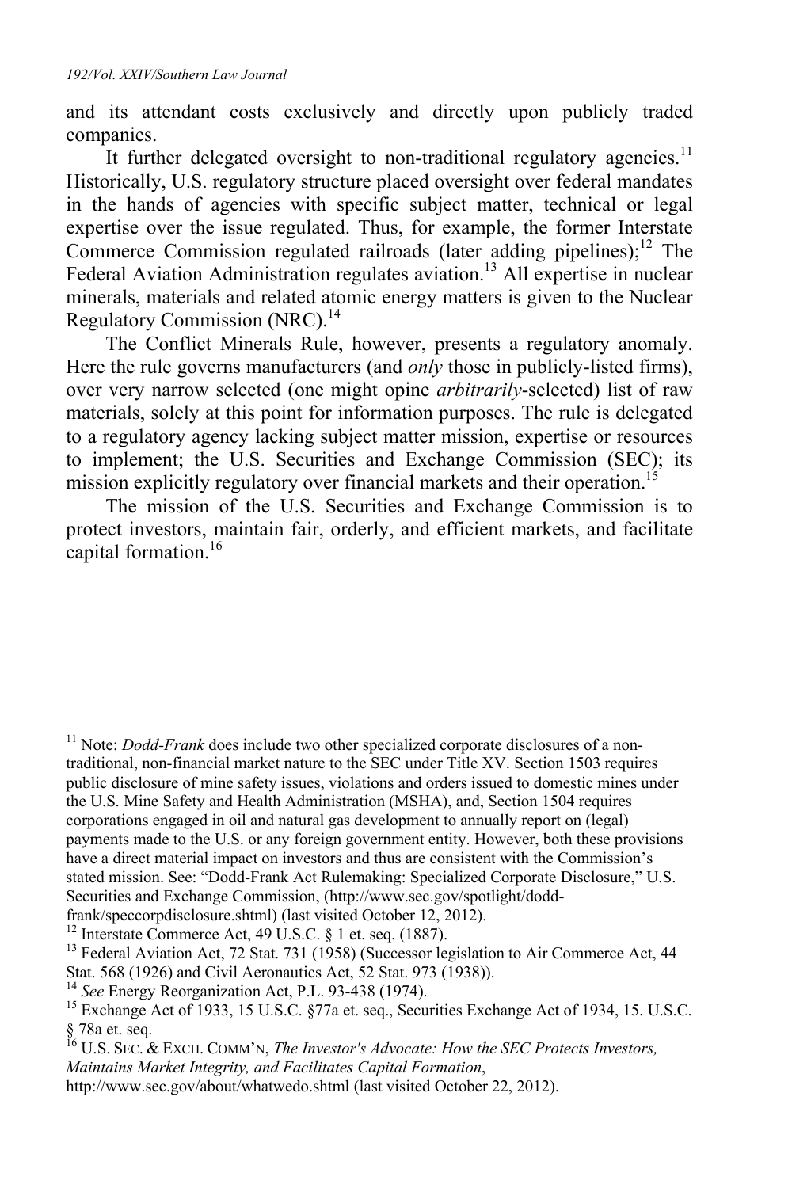and its attendant costs exclusively and directly upon publicly traded companies.

It further delegated oversight to non-traditional regulatory agencies.[11] Historically, U.S. regulatory structure placed oversight over federal mandates in the hands of agencies with specific subject matter, technical or legal expertise over the issue regulated. Thus, for example, the former Interstate Commerce Commission regulated railroads (later adding pipelines);[12] The Federal Aviation Administration regulates aviation.[13] All expertise in nuclear minerals, materials and related atomic energy matters is given to the Nuclear Regulatory Commission (NRC).[14]

The Conflict Minerals Rule, however, presents a regulatory anomaly. Here the rule governs manufacturers (and *only* those in publicly-listed firms), over very narrow selected (one might opine *arbitrarily*-selected) list of raw materials, solely at this point for information purposes. The rule is delegated to a regulatory agency lacking subject matter mission, expertise or resources to implement; the U.S. Securities and Exchange Commission (SEC); its mission explicitly regulatory over financial markets and their operation.[15]

The mission of the U.S. Securities and Exchange Commission is to protect investors, maintain fair, orderly, and efficient markets, and facilitate capital formation.[16]

---

[11] Note: *Dodd-Frank* does include two other specialized corporate disclosures of a non-traditional, non-financial market nature to the SEC under Title XV. Section 1503 requires public disclosure of mine safety issues, violations and orders issued to domestic mines under the U.S. Mine Safety and Health Administration (MSHA), and, Section 1504 requires corporations engaged in oil and natural gas development to annually report on (legal) payments made to the U.S. or any foreign government entity. However, both these provisions have a direct material impact on investors and thus are consistent with the Commission's stated mission. See: "Dodd-Frank Act Rulemaking: Specialized Corporate Disclosure," U.S. Securities and Exchange Commission, (http://www.sec.gov/spotlight/dodd-frank/speccorpdisclosure.shtml) (last visited October 12, 2012).

[12] Interstate Commerce Act, 49 U.S.C. § 1 et. seq. (1887).

[13] Federal Aviation Act, 72 Stat. 731 (1958) (Successor legislation to Air Commerce Act, 44 Stat. 568 (1926) and Civil Aeronautics Act, 52 Stat. 973 (1938)).

[14] *See* Energy Reorganization Act, P.L. 93-438 (1974).

[15] Exchange Act of 1933, 15 U.S.C. §77a et. seq., Securities Exchange Act of 1934, 15. U.S.C. § 78a et. seq.

[16] U.S. SEC. & EXCH. COMM'N, *The Investor's Advocate: How the SEC Protects Investors, Maintains Market Integrity, and Facilitates Capital Formation*, http://www.sec.gov/about/whatwedo.shtml (last visited October 22, 2012).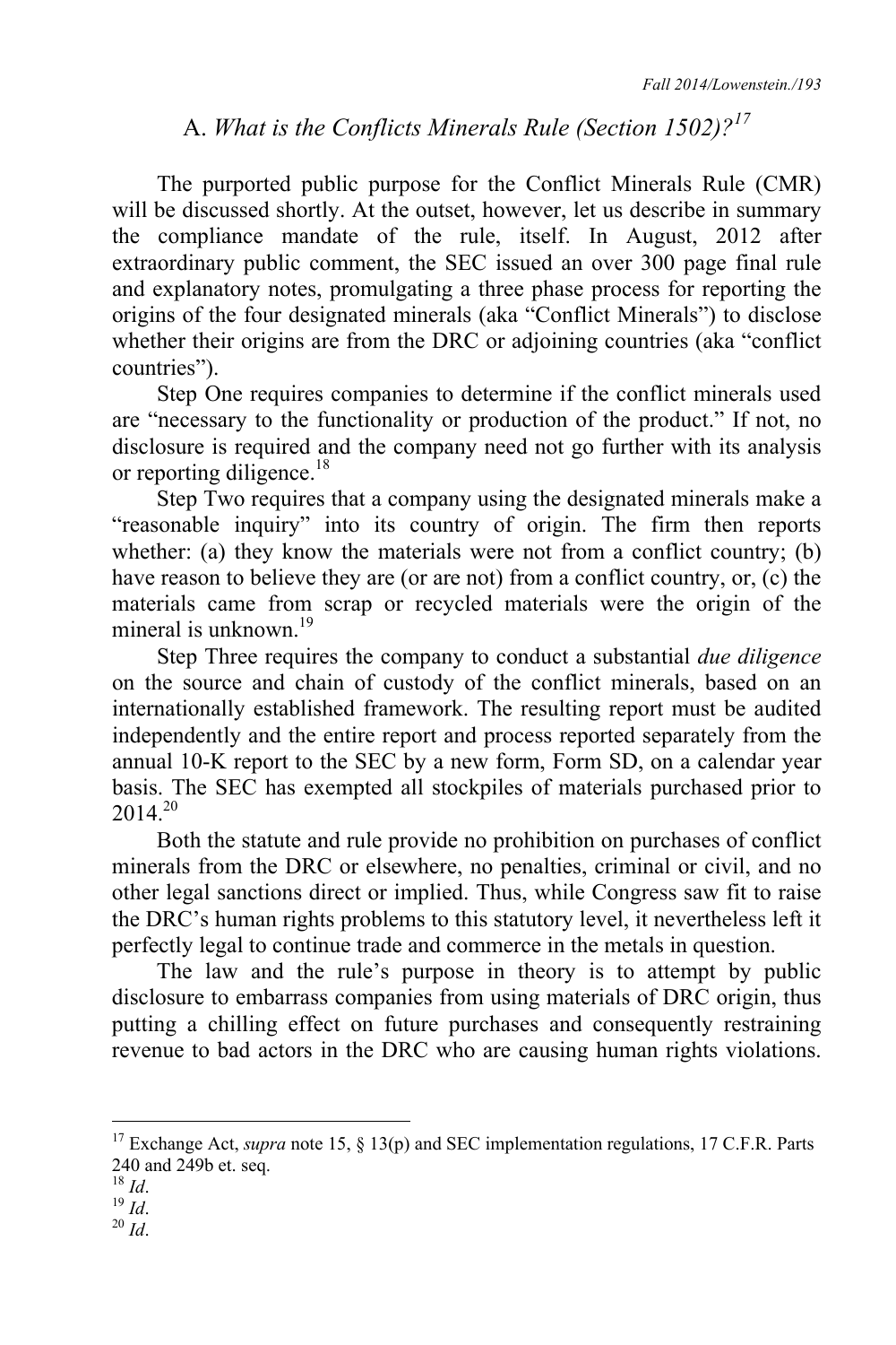## A. *What is the Conflicts Minerals Rule (Section 1502)?*[17]

The purported public purpose for the Conflict Minerals Rule (CMR) will be discussed shortly. At the outset, however, let us describe in summary the compliance mandate of the rule, itself. In August, 2012 after extraordinary public comment, the SEC issued an over 300 page final rule and explanatory notes, promulgating a three phase process for reporting the origins of the four designated minerals (aka "Conflict Minerals") to disclose whether their origins are from the DRC or adjoining countries (aka "conflict countries").

Step One requires companies to determine if the conflict minerals used are "necessary to the functionality or production of the product." If not, no disclosure is required and the company need not go further with its analysis or reporting diligence.[18]

Step Two requires that a company using the designated minerals make a "reasonable inquiry" into its country of origin. The firm then reports whether: (a) they know the materials were not from a conflict country; (b) have reason to believe they are (or are not) from a conflict country, or, (c) the materials came from scrap or recycled materials were the origin of the mineral is unknown.[19]

Step Three requires the company to conduct a substantial *due diligence* on the source and chain of custody of the conflict minerals, based on an internationally established framework. The resulting report must be audited independently and the entire report and process reported separately from the annual 10-K report to the SEC by a new form, Form SD, on a calendar year basis. The SEC has exempted all stockpiles of materials purchased prior to 2014.[20]

Both the statute and rule provide no prohibition on purchases of conflict minerals from the DRC or elsewhere, no penalties, criminal or civil, and no other legal sanctions direct or implied. Thus, while Congress saw fit to raise the DRC's human rights problems to this statutory level, it nevertheless left it perfectly legal to continue trade and commerce in the metals in question.

The law and the rule's purpose in theory is to attempt by public disclosure to embarrass companies from using materials of DRC origin, thus putting a chilling effect on future purchases and consequently restraining revenue to bad actors in the DRC who are causing human rights violations.

---

[17] Exchange Act, *supra* note 15, § 13(p) and SEC implementation regulations, 17 C.F.R. Parts 240 and 249b et. seq.

[18] *Id*.

[19] *Id*.

[20] *Id*.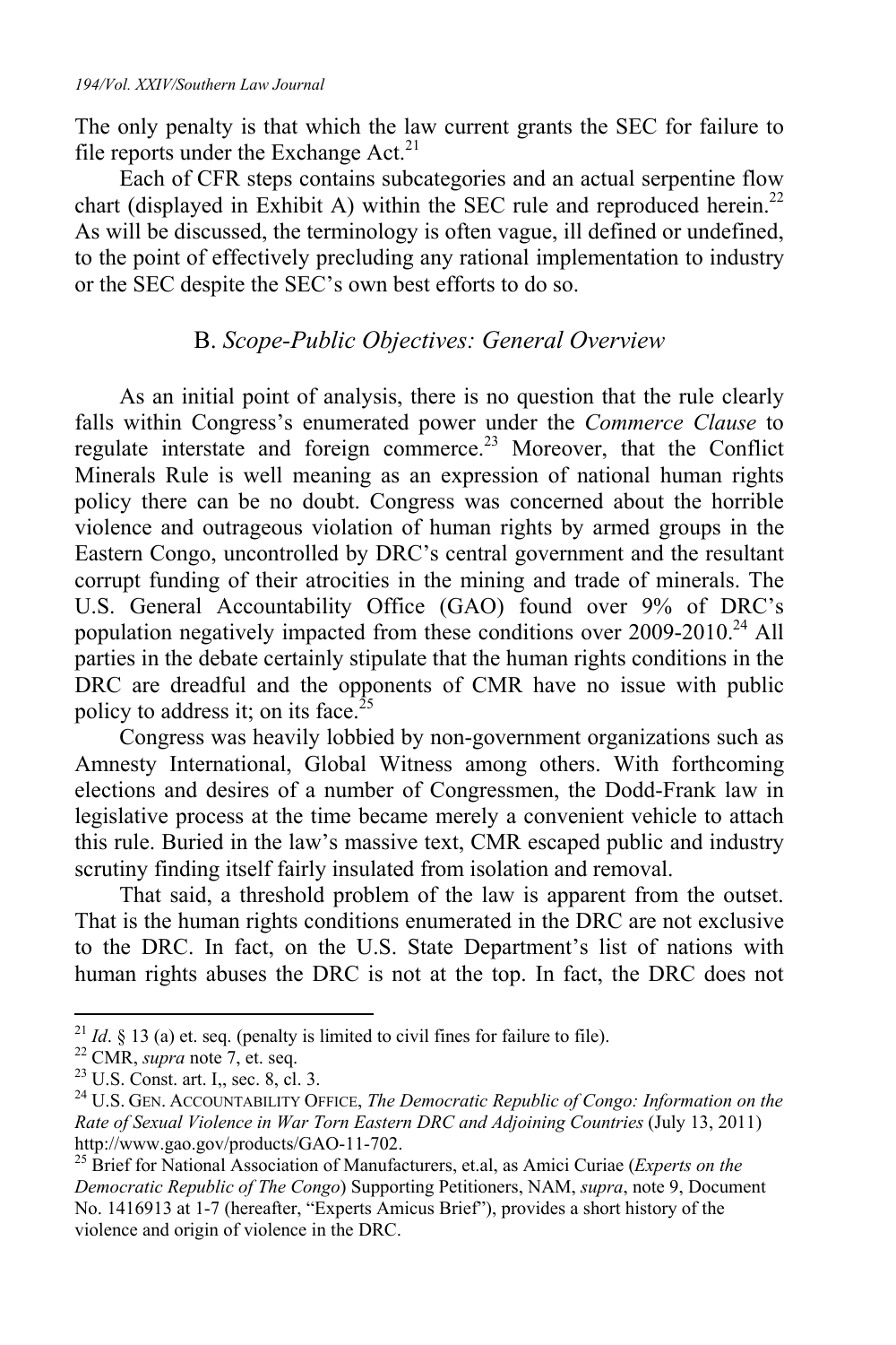The only penalty is that which the law current grants the SEC for failure to file reports under the Exchange Act.[21]

Each of CFR steps contains subcategories and an actual serpentine flow chart (displayed in Exhibit A) within the SEC rule and reproduced herein.[22] As will be discussed, the terminology is often vague, ill defined or undefined, to the point of effectively precluding any rational implementation to industry or the SEC despite the SEC's own best efforts to do so.

### B. *Scope-Public Objectives: General Overview*

As an initial point of analysis, there is no question that the rule clearly falls within Congress's enumerated power under the *Commerce Clause* to regulate interstate and foreign commerce.[23] Moreover, that the Conflict Minerals Rule is well meaning as an expression of national human rights policy there can be no doubt. Congress was concerned about the horrible violence and outrageous violation of human rights by armed groups in the Eastern Congo, uncontrolled by DRC's central government and the resultant corrupt funding of their atrocities in the mining and trade of minerals. The U.S. General Accountability Office (GAO) found over 9% of DRC's population negatively impacted from these conditions over 2009-2010.[24] All parties in the debate certainly stipulate that the human rights conditions in the DRC are dreadful and the opponents of CMR have no issue with public policy to address it; on its face.[25]

Congress was heavily lobbied by non-government organizations such as Amnesty International, Global Witness among others. With forthcoming elections and desires of a number of Congressmen, the Dodd-Frank law in legislative process at the time became merely a convenient vehicle to attach this rule. Buried in the law's massive text, CMR escaped public and industry scrutiny finding itself fairly insulated from isolation and removal.

That said, a threshold problem of the law is apparent from the outset. That is the human rights conditions enumerated in the DRC are not exclusive to the DRC. In fact, on the U.S. State Department's list of nations with human rights abuses the DRC is not at the top. In fact, the DRC does not

---

[21] *Id*. § 13 (a) et. seq. (penalty is limited to civil fines for failure to file).

[22] CMR, *supra* note 7, et. seq.

[23] U.S. Const. art. I,, sec. 8, cl. 3.

[24] U.S. GEN. ACCOUNTABILITY OFFICE, *The Democratic Republic of Congo: Information on the Rate of Sexual Violence in War Torn Eastern DRC and Adjoining Countries* (July 13, 2011) http://www.gao.gov/products/GAO-11-702.

[25] Brief for National Association of Manufacturers, et.al, as Amici Curiae (*Experts on the Democratic Republic of The Congo*) Supporting Petitioners, NAM, *supra*, note 9, Document No. 1416913 at 1-7 (hereafter, "Experts Amicus Brief"), provides a short history of the violence and origin of violence in the DRC.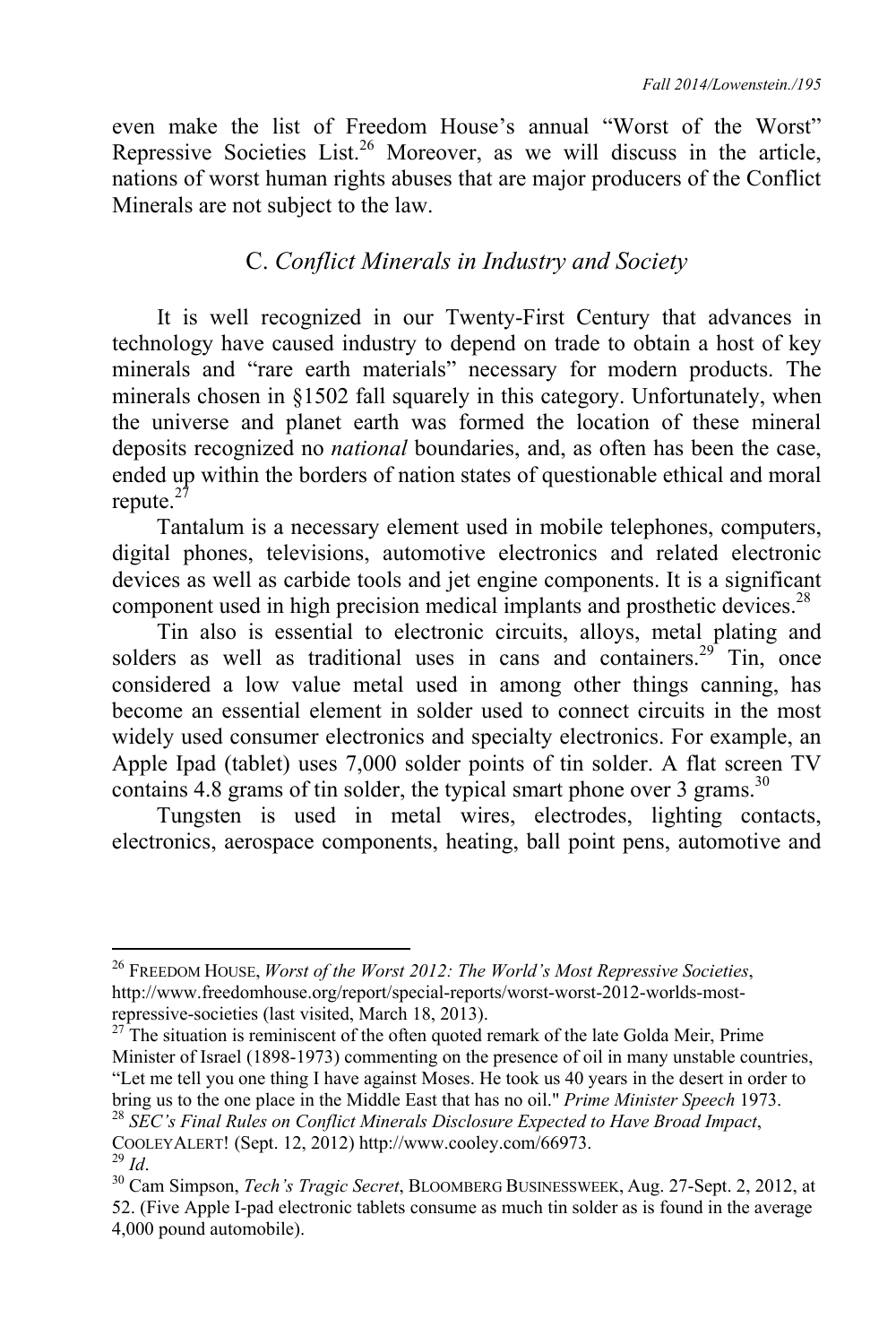even make the list of Freedom House's annual "Worst of the Worst" Repressive Societies List.[26] Moreover, as we will discuss in the article, nations of worst human rights abuses that are major producers of the Conflict Minerals are not subject to the law.

## C. *Conflict Minerals in Industry and Society*

It is well recognized in our Twenty-First Century that advances in technology have caused industry to depend on trade to obtain a host of key minerals and "rare earth materials" necessary for modern products. The minerals chosen in §1502 fall squarely in this category. Unfortunately, when the universe and planet earth was formed the location of these mineral deposits recognized no *national* boundaries, and, as often has been the case, ended up within the borders of nation states of questionable ethical and moral repute.[27]

Tantalum is a necessary element used in mobile telephones, computers, digital phones, televisions, automotive electronics and related electronic devices as well as carbide tools and jet engine components. It is a significant component used in high precision medical implants and prosthetic devices.[28]

Tin also is essential to electronic circuits, alloys, metal plating and solders as well as traditional uses in cans and containers.[29] Tin, once considered a low value metal used in among other things canning, has become an essential element in solder used to connect circuits in the most widely used consumer electronics and specialty electronics. For example, an Apple Ipad (tablet) uses 7,000 solder points of tin solder. A flat screen TV contains 4.8 grams of tin solder, the typical smart phone over 3 grams.[30]

Tungsten is used in metal wires, electrodes, lighting contacts, electronics, aerospace components, heating, ball point pens, automotive and

---

[26] FREEDOM HOUSE, *Worst of the Worst 2012: The World's Most Repressive Societies*, http://www.freedomhouse.org/report/special-reports/worst-worst-2012-worlds-most-repressive-societies (last visited, March 18, 2013).

[27] The situation is reminiscent of the often quoted remark of the late Golda Meir, Prime Minister of Israel (1898-1973) commenting on the presence of oil in many unstable countries, "Let me tell you one thing I have against Moses. He took us 40 years in the desert in order to bring us to the one place in the Middle East that has no oil." *Prime Minister Speech* 1973.

[28] *SEC's Final Rules on Conflict Minerals Disclosure Expected to Have Broad Impact*, COOLEYALERT! (Sept. 12, 2012) http://www.cooley.com/66973.

[29] *Id*.

[30] Cam Simpson, *Tech's Tragic Secret*, BLOOMBERG BUSINESSWEEK, Aug. 27-Sept. 2, 2012, at 52. (Five Apple I-pad electronic tablets consume as much tin solder as is found in the average 4,000 pound automobile).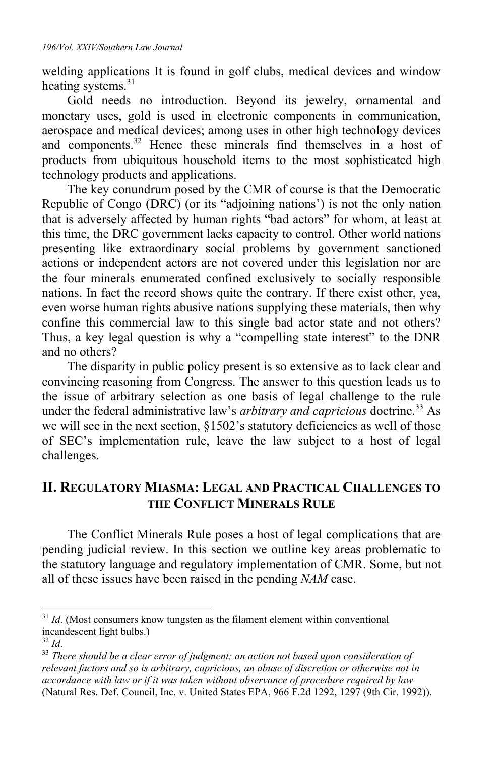welding applications It is found in golf clubs, medical devices and window heating systems.[31]

Gold needs no introduction. Beyond its jewelry, ornamental and monetary uses, gold is used in electronic components in communication, aerospace and medical devices; among uses in other high technology devices and components.[32] Hence these minerals find themselves in a host of products from ubiquitous household items to the most sophisticated high technology products and applications.

The key conundrum posed by the CMR of course is that the Democratic Republic of Congo (DRC) (or its "adjoining nations') is not the only nation that is adversely affected by human rights "bad actors" for whom, at least at this time, the DRC government lacks capacity to control. Other world nations presenting like extraordinary social problems by government sanctioned actions or independent actors are not covered under this legislation nor are the four minerals enumerated confined exclusively to socially responsible nations. In fact the record shows quite the contrary. If there exist other, yea, even worse human rights abusive nations supplying these materials, then why confine this commercial law to this single bad actor state and not others? Thus, a key legal question is why a "compelling state interest" to the DNR and no others?

The disparity in public policy present is so extensive as to lack clear and convincing reasoning from Congress. The answer to this question leads us to the issue of arbitrary selection as one basis of legal challenge to the rule under the federal administrative law's *arbitrary and capricious* doctrine.[33] As we will see in the next section, §1502's statutory deficiencies as well of those of SEC's implementation rule, leave the law subject to a host of legal challenges.

## II. Regulatory Miasma: Legal and Practical Challenges to the Conflict Minerals Rule

The Conflict Minerals Rule poses a host of legal complications that are pending judicial review. In this section we outline key areas problematic to the statutory language and regulatory implementation of CMR. Some, but not all of these issues have been raised in the pending *NAM* case.

---

[31] *Id*. (Most consumers know tungsten as the filament element within conventional incandescent light bulbs.)

[32] *Id*.

[33] *There should be a clear error of judgment; an action not based upon consideration of relevant factors and so is arbitrary, capricious, an abuse of discretion or otherwise not in accordance with law or if it was taken without observance of procedure required by law* (Natural Res. Def. Council, Inc. v. United States EPA, 966 F.2d 1292, 1297 (9th Cir. 1992)).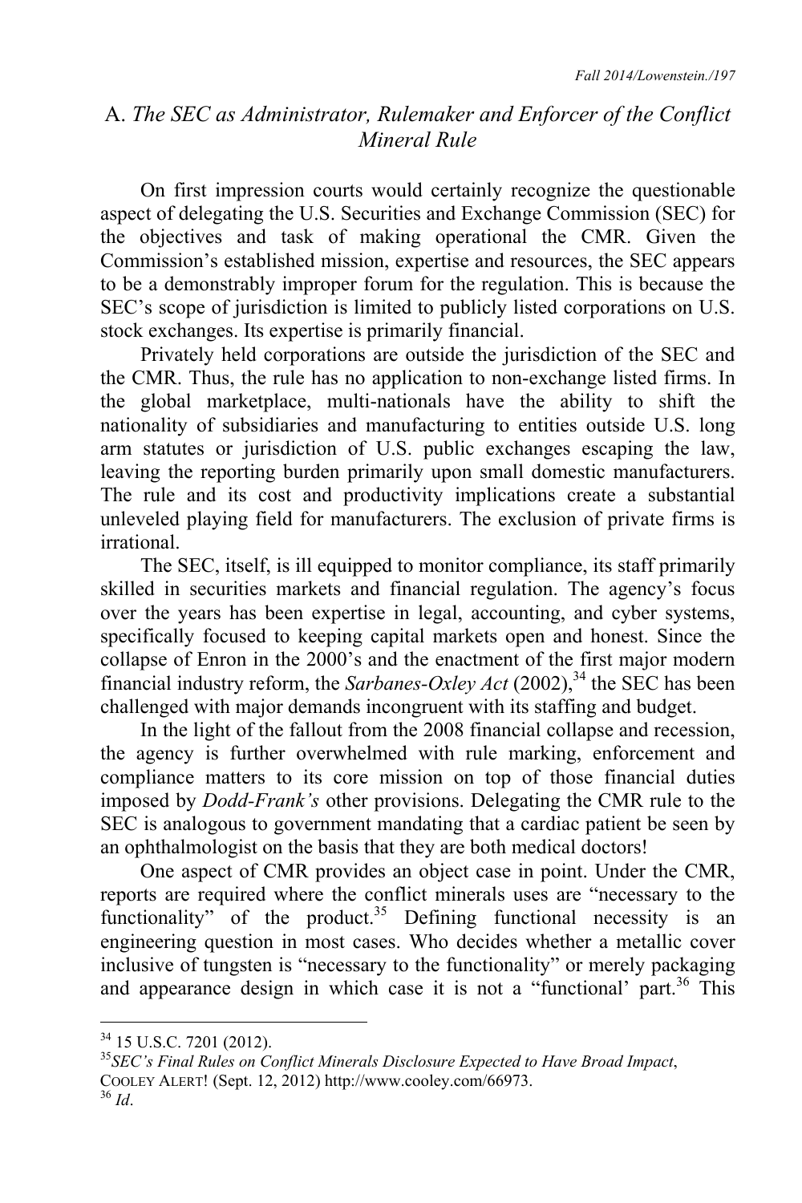## A. *The SEC as Administrator, Rulemaker and Enforcer of the Conflict Mineral Rule*

On first impression courts would certainly recognize the questionable aspect of delegating the U.S. Securities and Exchange Commission (SEC) for the objectives and task of making operational the CMR. Given the Commission's established mission, expertise and resources, the SEC appears to be a demonstrably improper forum for the regulation. This is because the SEC's scope of jurisdiction is limited to publicly listed corporations on U.S. stock exchanges. Its expertise is primarily financial.

Privately held corporations are outside the jurisdiction of the SEC and the CMR. Thus, the rule has no application to non-exchange listed firms. In the global marketplace, multi-nationals have the ability to shift the nationality of subsidiaries and manufacturing to entities outside U.S. long arm statutes or jurisdiction of U.S. public exchanges escaping the law, leaving the reporting burden primarily upon small domestic manufacturers. The rule and its cost and productivity implications create a substantial unleveled playing field for manufacturers. The exclusion of private firms is irrational.

The SEC, itself, is ill equipped to monitor compliance, its staff primarily skilled in securities markets and financial regulation. The agency's focus over the years has been expertise in legal, accounting, and cyber systems, specifically focused to keeping capital markets open and honest. Since the collapse of Enron in the 2000's and the enactment of the first major modern financial industry reform, the *Sarbanes-Oxley Act* (2002),[34] the SEC has been challenged with major demands incongruent with its staffing and budget.

In the light of the fallout from the 2008 financial collapse and recession, the agency is further overwhelmed with rule marking, enforcement and compliance matters to its core mission on top of those financial duties imposed by *Dodd-Frank's* other provisions. Delegating the CMR rule to the SEC is analogous to government mandating that a cardiac patient be seen by an ophthalmologist on the basis that they are both medical doctors!

One aspect of CMR provides an object case in point. Under the CMR, reports are required where the conflict minerals uses are "necessary to the functionality" of the product.[35] Defining functional necessity is an engineering question in most cases. Who decides whether a metallic cover inclusive of tungsten is "necessary to the functionality" or merely packaging and appearance design in which case it is not a "functional' part.[36] This

---

[34] 15 U.S.C. 7201 (2012).

[35] *SEC's Final Rules on Conflict Minerals Disclosure Expected to Have Broad Impact*, COOLEY ALERT! (Sept. 12, 2012) http://www.cooley.com/66973.

[36] *Id*.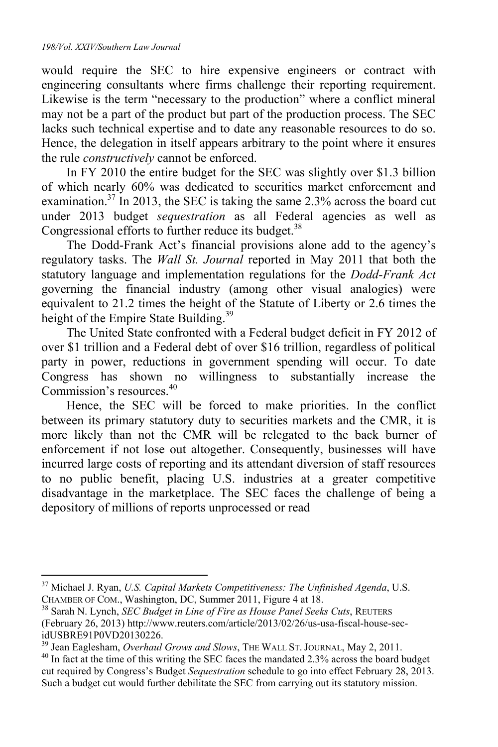would require the SEC to hire expensive engineers or contract with engineering consultants where firms challenge their reporting requirement. Likewise is the term "necessary to the production" where a conflict mineral may not be a part of the product but part of the production process. The SEC lacks such technical expertise and to date any reasonable resources to do so. Hence, the delegation in itself appears arbitrary to the point where it ensures the rule *constructively* cannot be enforced.

In FY 2010 the entire budget for the SEC was slightly over $1.3 billion of which nearly 60% was dedicated to securities market enforcement and examination.[37] In 2013, the SEC is taking the same 2.3% across the board cut under 2013 budget *sequestration* as all Federal agencies as well as Congressional efforts to further reduce its budget.[38]

The Dodd-Frank Act's financial provisions alone add to the agency's regulatory tasks. The *Wall St. Journal* reported in May 2011 that both the statutory language and implementation regulations for the *Dodd-Frank Act* governing the financial industry (among other visual analogies) were equivalent to 21.2 times the height of the Statute of Liberty or 2.6 times the height of the Empire State Building.[39]

The United State confronted with a Federal budget deficit in FY 2012 of over $1 trillion and a Federal debt of over $16 trillion, regardless of political party in power, reductions in government spending will occur. To date Congress has shown no willingness to substantially increase the Commission's resources.[40]

Hence, the SEC will be forced to make priorities. In the conflict between its primary statutory duty to securities markets and the CMR, it is more likely than not the CMR will be relegated to the back burner of enforcement if not lose out altogether. Consequently, businesses will have incurred large costs of reporting and its attendant diversion of staff resources to no public benefit, placing U.S. industries at a greater competitive disadvantage in the marketplace. The SEC faces the challenge of being a depository of millions of reports unprocessed or read

---

[37] Michael J. Ryan, *U.S. Capital Markets Competitiveness: The Unfinished Agenda*, U.S. CHAMBER OF COM., Washington, DC, Summer 2011, Figure 4 at 18.

[38] Sarah N. Lynch, *SEC Budget in Line of Fire as House Panel Seeks Cuts*, REUTERS (February 26, 2013) http://www.reuters.com/article/2013/02/26/us-usa-fiscal-house-sec-idUSBRE91P0VD20130226.

[39] Jean Eaglesham, *Overhaul Grows and Slows*, THE WALL ST. JOURNAL, May 2, 2011.

[40] In fact at the time of this writing the SEC faces the mandated 2.3% across the board budget cut required by Congress's Budget *Sequestration* schedule to go into effect February 28, 2013. Such a budget cut would further debilitate the SEC from carrying out its statutory mission.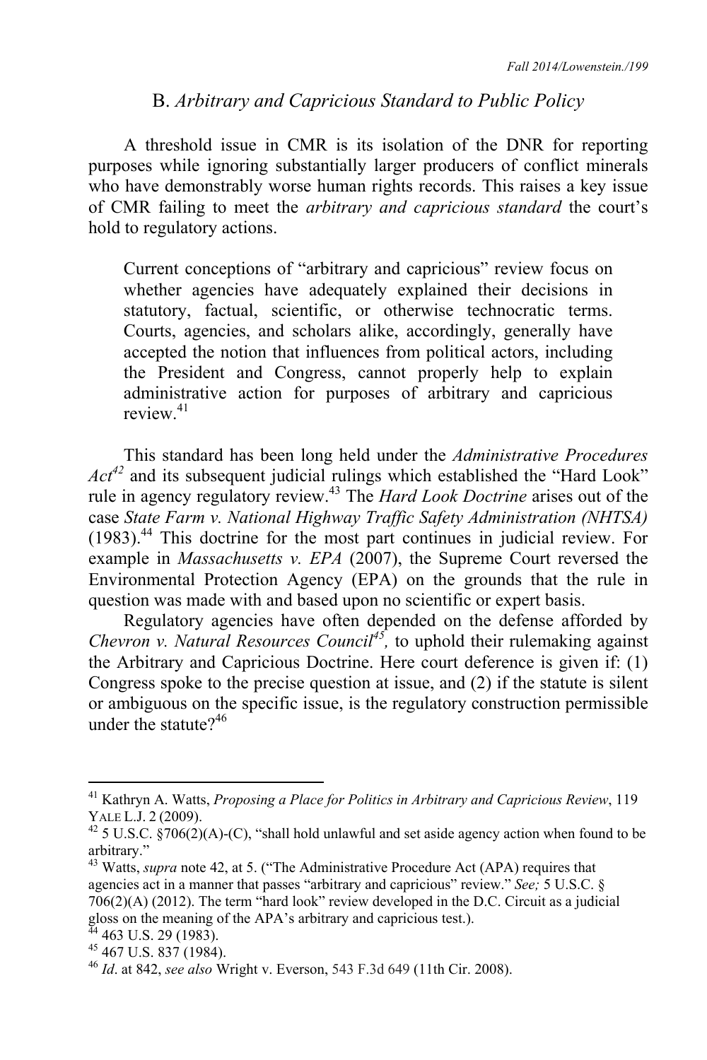## B. *Arbitrary and Capricious Standard to Public Policy*

A threshold issue in CMR is its isolation of the DNR for reporting purposes while ignoring substantially larger producers of conflict minerals who have demonstrably worse human rights records. This raises a key issue of CMR failing to meet the *arbitrary and capricious standard* the court's hold to regulatory actions.

> Current conceptions of "arbitrary and capricious" review focus on whether agencies have adequately explained their decisions in statutory, factual, scientific, or otherwise technocratic terms. Courts, agencies, and scholars alike, accordingly, generally have accepted the notion that influences from political actors, including the President and Congress, cannot properly help to explain administrative action for purposes of arbitrary and capricious review.[41]

This standard has been long held under the *Administrative Procedures Act*[42] and its subsequent judicial rulings which established the "Hard Look" rule in agency regulatory review.[43] The *Hard Look Doctrine* arises out of the case *State Farm v. National Highway Traffic Safety Administration (NHTSA)* (1983).[44] This doctrine for the most part continues in judicial review. For example in *Massachusetts v. EPA* (2007), the Supreme Court reversed the Environmental Protection Agency (EPA) on the grounds that the rule in question was made with and based upon no scientific or expert basis.

Regulatory agencies have often depended on the defense afforded by *Chevron v. Natural Resources Council*[45], to uphold their rulemaking against the Arbitrary and Capricious Doctrine. Here court deference is given if: (1) Congress spoke to the precise question at issue, and (2) if the statute is silent or ambiguous on the specific issue, is the regulatory construction permissible under the statute?[46]

---

[41] Kathryn A. Watts, *Proposing a Place for Politics in Arbitrary and Capricious Review*, 119 YALE L.J. 2 (2009).

[42] 5 U.S.C. §706(2)(A)-(C), "shall hold unlawful and set aside agency action when found to be arbitrary."

[43] Watts, *supra* note 42, at 5. ("The Administrative Procedure Act (APA) requires that agencies act in a manner that passes "arbitrary and capricious" review." *See;* 5 U.S.C. § 706(2)(A) (2012). The term "hard look" review developed in the D.C. Circuit as a judicial gloss on the meaning of the APA's arbitrary and capricious test.).

[44] 463 U.S. 29 (1983).

[45] 467 U.S. 837 (1984).

[46] *Id*. at 842, *see also* Wright v. Everson, 543 F.3d 649 (11th Cir. 2008).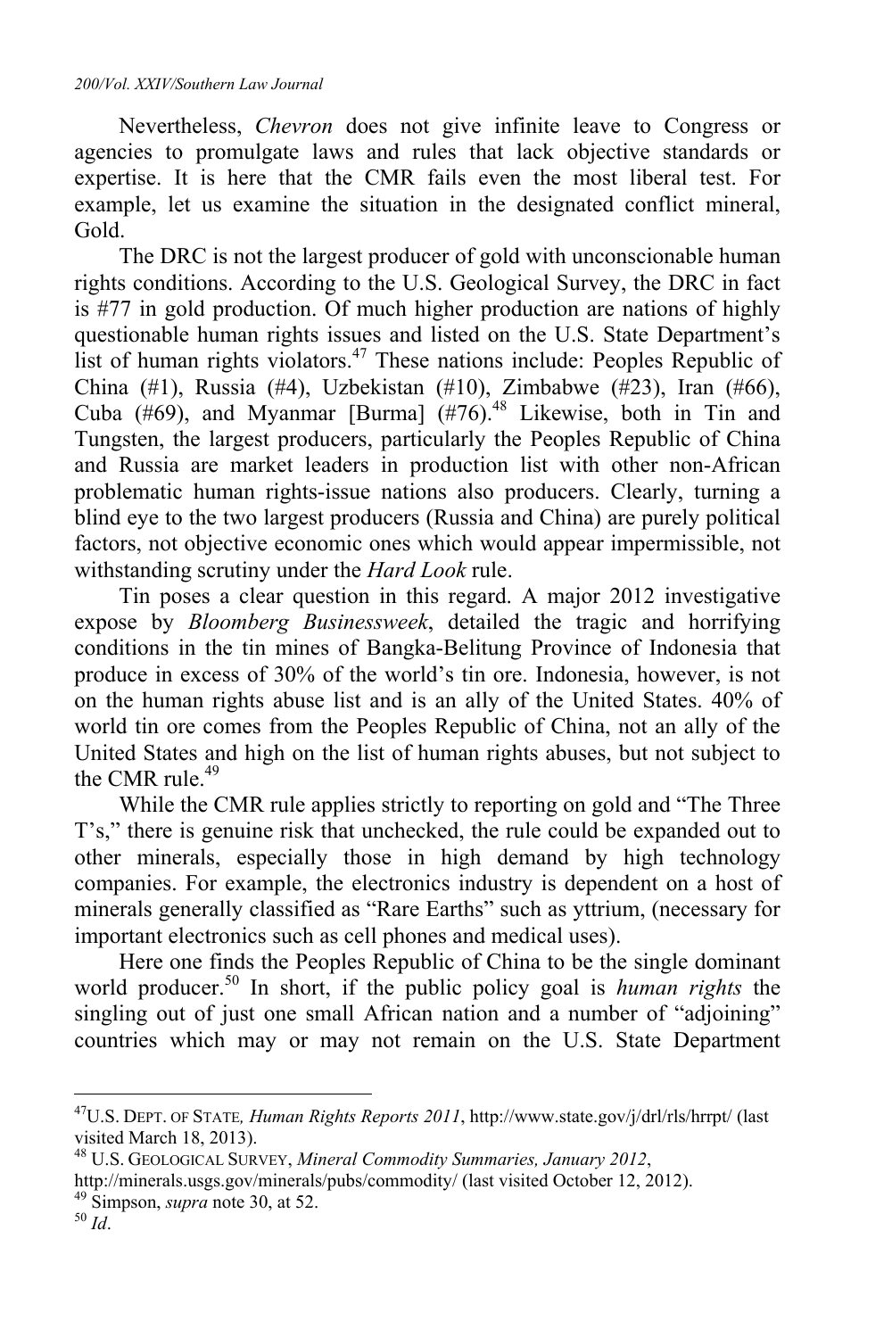Nevertheless, *Chevron* does not give infinite leave to Congress or agencies to promulgate laws and rules that lack objective standards or expertise. It is here that the CMR fails even the most liberal test. For example, let us examine the situation in the designated conflict mineral, Gold.

The DRC is not the largest producer of gold with unconscionable human rights conditions. According to the U.S. Geological Survey, the DRC in fact is #77 in gold production. Of much higher production are nations of highly questionable human rights issues and listed on the U.S. State Department's list of human rights violators.[47] These nations include: Peoples Republic of China (#1), Russia (#4), Uzbekistan (#10), Zimbabwe (#23), Iran (#66), Cuba (#69), and Myanmar [Burma] (#76).[48] Likewise, both in Tin and Tungsten, the largest producers, particularly the Peoples Republic of China and Russia are market leaders in production list with other non-African problematic human rights-issue nations also producers. Clearly, turning a blind eye to the two largest producers (Russia and China) are purely political factors, not objective economic ones which would appear impermissible, not withstanding scrutiny under the *Hard Look* rule.

Tin poses a clear question in this regard. A major 2012 investigative expose by *Bloomberg Businessweek*, detailed the tragic and horrifying conditions in the tin mines of Bangka-Belitung Province of Indonesia that produce in excess of 30% of the world's tin ore. Indonesia, however, is not on the human rights abuse list and is an ally of the United States. 40% of world tin ore comes from the Peoples Republic of China, not an ally of the United States and high on the list of human rights abuses, but not subject to the CMR rule.[49]

While the CMR rule applies strictly to reporting on gold and "The Three T's," there is genuine risk that unchecked, the rule could be expanded out to other minerals, especially those in high demand by high technology companies. For example, the electronics industry is dependent on a host of minerals generally classified as "Rare Earths" such as yttrium, (necessary for important electronics such as cell phones and medical uses).

Here one finds the Peoples Republic of China to be the single dominant world producer.[50] In short, if the public policy goal is *human rights* the singling out of just one small African nation and a number of "adjoining" countries which may or may not remain on the U.S. State Department

---

[47] U.S. DEPT. OF STATE, *Human Rights Reports 2011*, http://www.state.gov/j/drl/rls/hrrpt/ (last visited March 18, 2013).

[48] U.S. GEOLOGICAL SURVEY, *Mineral Commodity Summaries, January 2012*, http://minerals.usgs.gov/minerals/pubs/commodity/ (last visited October 12, 2012).

[49] Simpson, *supra* note 30, at 52.

[50] *Id*.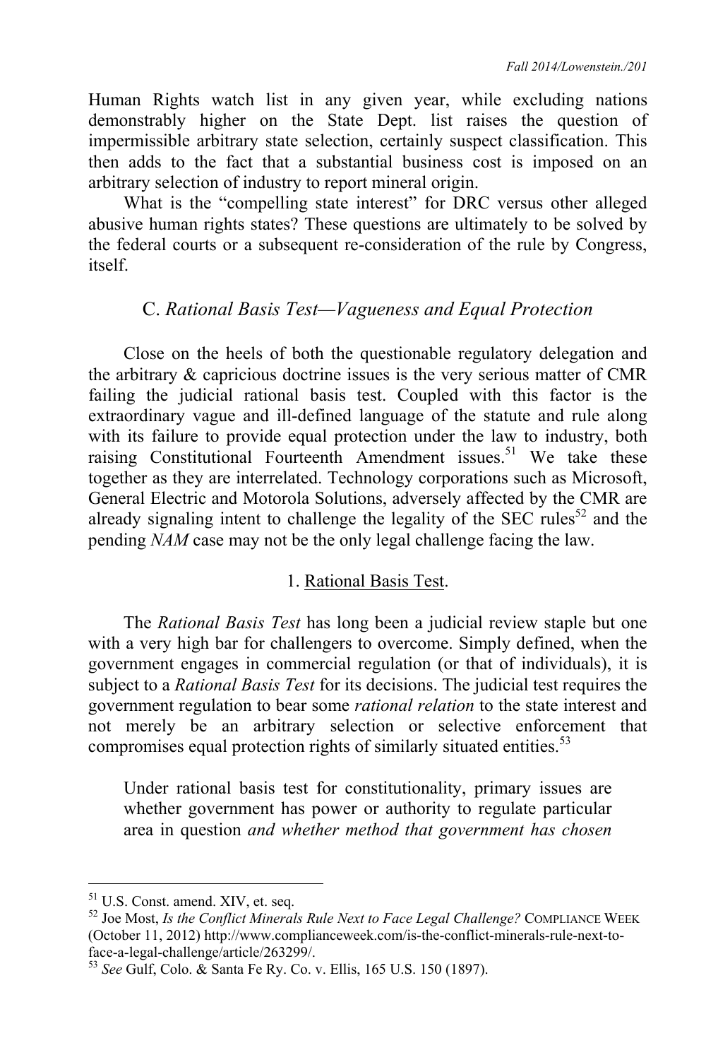Human Rights watch list in any given year, while excluding nations demonstrably higher on the State Dept. list raises the question of impermissible arbitrary state selection, certainly suspect classification. This then adds to the fact that a substantial business cost is imposed on an arbitrary selection of industry to report mineral origin.

What is the "compelling state interest" for DRC versus other alleged abusive human rights states? These questions are ultimately to be solved by the federal courts or a subsequent re-consideration of the rule by Congress, itself.

### C. *Rational Basis Test—Vagueness and Equal Protection*

Close on the heels of both the questionable regulatory delegation and the arbitrary & capricious doctrine issues is the very serious matter of CMR failing the judicial rational basis test. Coupled with this factor is the extraordinary vague and ill-defined language of the statute and rule along with its failure to provide equal protection under the law to industry, both raising Constitutional Fourteenth Amendment issues.[51] We take these together as they are interrelated. Technology corporations such as Microsoft, General Electric and Motorola Solutions, adversely affected by the CMR are already signaling intent to challenge the legality of the SEC rules[52] and the pending *NAM* case may not be the only legal challenge facing the law.

#### 1. Rational Basis Test.

The *Rational Basis Test* has long been a judicial review staple but one with a very high bar for challengers to overcome. Simply defined, when the government engages in commercial regulation (or that of individuals), it is subject to a *Rational Basis Test* for its decisions. The judicial test requires the government regulation to bear some *rational relation* to the state interest and not merely be an arbitrary selection or selective enforcement that compromises equal protection rights of similarly situated entities.[53]

> Under rational basis test for constitutionality, primary issues are whether government has power or authority to regulate particular area in question *and whether method that government has chosen*

---

[51] U.S. Const. amend. XIV, et. seq.

[52] Joe Most, *Is the Conflict Minerals Rule Next to Face Legal Challenge?* COMPLIANCE WEEK (October 11, 2012) http://www.complianceweek.com/is-the-conflict-minerals-rule-next-to-face-a-legal-challenge/article/263299/.

[53] *See* Gulf, Colo. & Santa Fe Ry. Co. v. Ellis, 165 U.S. 150 (1897).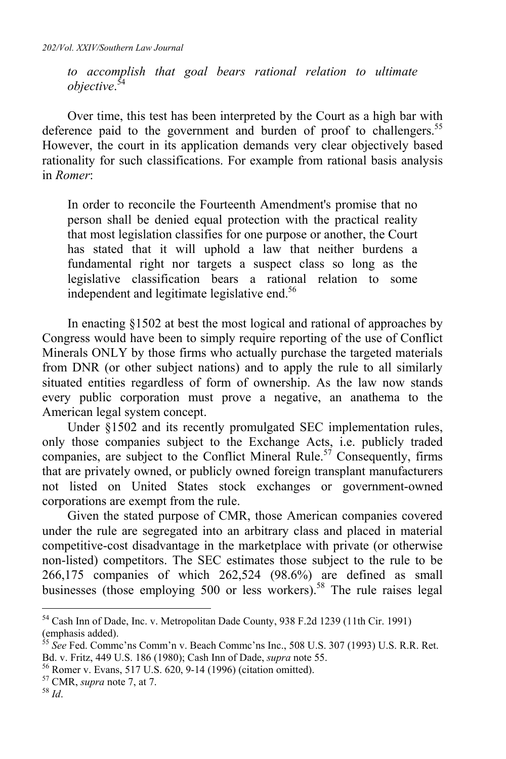*to accomplish that goal bears rational relation to ultimate objective*.[54]

Over time, this test has been interpreted by the Court as a high bar with deference paid to the government and burden of proof to challengers.[55] However, the court in its application demands very clear objectively based rationality for such classifications. For example from rational basis analysis in *Romer*:

> In order to reconcile the Fourteenth Amendment's promise that no person shall be denied equal protection with the practical reality that most legislation classifies for one purpose or another, the Court has stated that it will uphold a law that neither burdens a fundamental right nor targets a suspect class so long as the legislative classification bears a rational relation to some independent and legitimate legislative end.[56]

In enacting §1502 at best the most logical and rational of approaches by Congress would have been to simply require reporting of the use of Conflict Minerals ONLY by those firms who actually purchase the targeted materials from DNR (or other subject nations) and to apply the rule to all similarly situated entities regardless of form of ownership. As the law now stands every public corporation must prove a negative, an anathema to the American legal system concept.

Under §1502 and its recently promulgated SEC implementation rules, only those companies subject to the Exchange Acts, i.e. publicly traded companies, are subject to the Conflict Mineral Rule.[57] Consequently, firms that are privately owned, or publicly owned foreign transplant manufacturers not listed on United States stock exchanges or government-owned corporations are exempt from the rule.

Given the stated purpose of CMR, those American companies covered under the rule are segregated into an arbitrary class and placed in material competitive-cost disadvantage in the marketplace with private (or otherwise non-listed) competitors. The SEC estimates those subject to the rule to be 266,175 companies of which 262,524 (98.6%) are defined as small businesses (those employing 500 or less workers).[58] The rule raises legal

---

[54] Cash Inn of Dade, Inc. v. Metropolitan Dade County, 938 F.2d 1239 (11th Cir. 1991) (emphasis added).

[55] *See* Fed. Commc'ns Comm'n v. Beach Commc'ns Inc., 508 U.S. 307 (1993) U.S. R.R. Ret. Bd. v. Fritz, 449 U.S. 186 (1980); Cash Inn of Dade, *supra* note 55.

[56] Romer v. Evans, 517 U.S. 620, 9-14 (1996) (citation omitted).

[57] CMR, *supra* note 7, at 7.

[58] *Id*.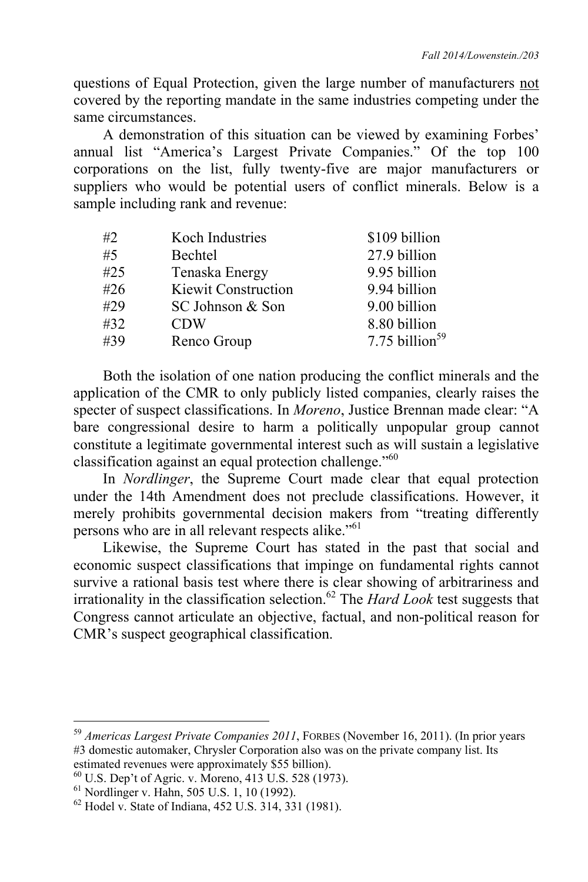questions of Equal Protection, given the large number of manufacturers <u>not</u> covered by the reporting mandate in the same industries competing under the same circumstances.

A demonstration of this situation can be viewed by examining Forbes' annual list "America's Largest Private Companies." Of the top 100 corporations on the list, fully twenty-five are major manufacturers or suppliers who would be potential users of conflict minerals. Below is a sample including rank and revenue:

| | | |
|---|---|---|
| #2 | Koch Industries | $109 billion |
| #5 | Bechtel | 27.9 billion |
| #25 | Tenaska Energy | 9.95 billion |
| #26 | Kiewit Construction | 9.94 billion |
| #29 | SC Johnson & Son | 9.00 billion |
| #32 | CDW | 8.80 billion |
| #39 | Renco Group | 7.75 billion[59] |

Both the isolation of one nation producing the conflict minerals and the application of the CMR to only publicly listed companies, clearly raises the specter of suspect classifications. In *Moreno*, Justice Brennan made clear: "A bare congressional desire to harm a politically unpopular group cannot constitute a legitimate governmental interest such as will sustain a legislative classification against an equal protection challenge."[60]

In *Nordlinger*, the Supreme Court made clear that equal protection under the 14th Amendment does not preclude classifications. However, it merely prohibits governmental decision makers from "treating differently persons who are in all relevant respects alike."[61]

Likewise, the Supreme Court has stated in the past that social and economic suspect classifications that impinge on fundamental rights cannot survive a rational basis test where there is clear showing of arbitrariness and irrationality in the classification selection.[62] The *Hard Look* test suggests that Congress cannot articulate an objective, factual, and non-political reason for CMR's suspect geographical classification.

---

[59] *Americas Largest Private Companies 2011*, FORBES (November 16, 2011). (In prior years #3 domestic automaker, Chrysler Corporation also was on the private company list. Its estimated revenues were approximately $55 billion).

[60] U.S. Dep't of Agric. v. Moreno, 413 U.S. 528 (1973).

[61] Nordlinger v. Hahn, 505 U.S. 1, 10 (1992).

[62] Hodel v. State of Indiana, 452 U.S. 314, 331 (1981).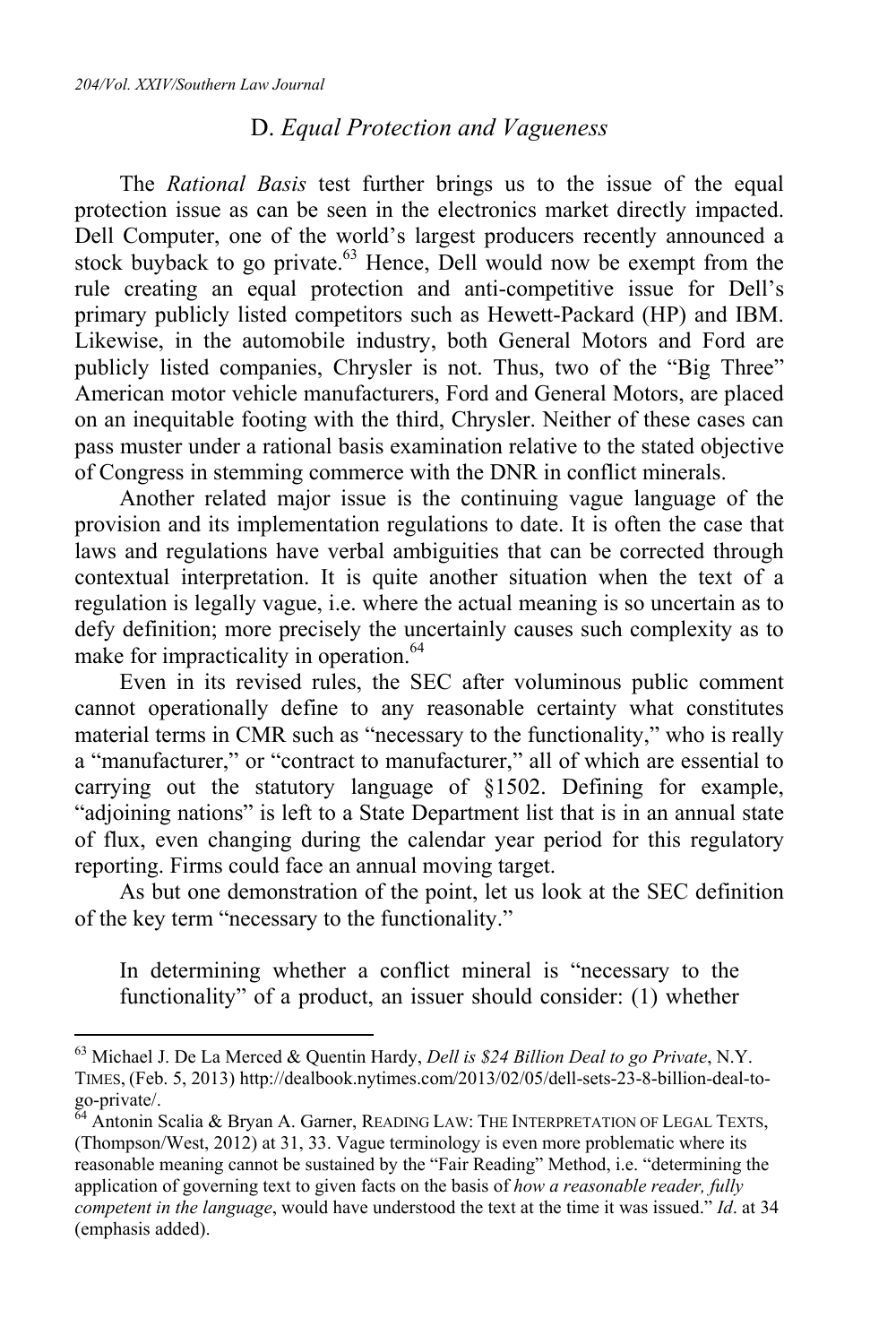### D. *Equal Protection and Vagueness*

The *Rational Basis* test further brings us to the issue of the equal protection issue as can be seen in the electronics market directly impacted. Dell Computer, one of the world's largest producers recently announced a stock buyback to go private.[63] Hence, Dell would now be exempt from the rule creating an equal protection and anti-competitive issue for Dell's primary publicly listed competitors such as Hewett-Packard (HP) and IBM. Likewise, in the automobile industry, both General Motors and Ford are publicly listed companies, Chrysler is not. Thus, two of the "Big Three" American motor vehicle manufacturers, Ford and General Motors, are placed on an inequitable footing with the third, Chrysler. Neither of these cases can pass muster under a rational basis examination relative to the stated objective of Congress in stemming commerce with the DNR in conflict minerals.

Another related major issue is the continuing vague language of the provision and its implementation regulations to date. It is often the case that laws and regulations have verbal ambiguities that can be corrected through contextual interpretation. It is quite another situation when the text of a regulation is legally vague, i.e. where the actual meaning is so uncertain as to defy definition; more precisely the uncertainly causes such complexity as to make for impracticality in operation.[64]

Even in its revised rules, the SEC after voluminous public comment cannot operationally define to any reasonable certainty what constitutes material terms in CMR such as "necessary to the functionality," who is really a "manufacturer," or "contract to manufacturer," all of which are essential to carrying out the statutory language of §1502. Defining for example, "adjoining nations" is left to a State Department list that is in an annual state of flux, even changing during the calendar year period for this regulatory reporting. Firms could face an annual moving target.

As but one demonstration of the point, let us look at the SEC definition of the key term "necessary to the functionality."

> In determining whether a conflict mineral is "necessary to the functionality" of a product, an issuer should consider: (1) whether

---

[63] Michael J. De La Merced & Quentin Hardy, *Dell is $24 Billion Deal to go Private*, N.Y. TIMES, (Feb. 5, 2013) http://dealbook.nytimes.com/2013/02/05/dell-sets-23-8-billion-deal-to-go-private/.

[64] Antonin Scalia & Bryan A. Garner, READING LAW: THE INTERPRETATION OF LEGAL TEXTS, (Thompson/West, 2012) at 31, 33. Vague terminology is even more problematic where its reasonable meaning cannot be sustained by the "Fair Reading" Method, i.e. "determining the application of governing text to given facts on the basis of *how a reasonable reader, fully competent in the language*, would have understood the text at the time it was issued." *Id*. at 34 (emphasis added).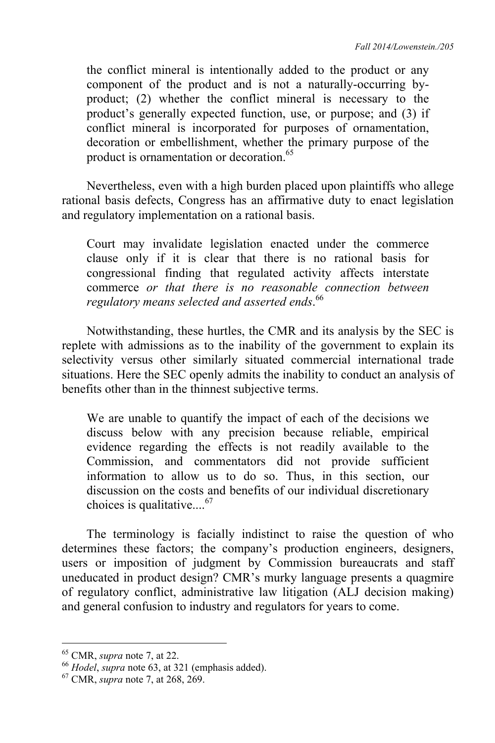> the conflict mineral is intentionally added to the product or any component of the product and is not a naturally-occurring by-product; (2) whether the conflict mineral is necessary to the product's generally expected function, use, or purpose; and (3) if conflict mineral is incorporated for purposes of ornamentation, decoration or embellishment, whether the primary purpose of the product is ornamentation or decoration.[65]

Nevertheless, even with a high burden placed upon plaintiffs who allege rational basis defects, Congress has an affirmative duty to enact legislation and regulatory implementation on a rational basis.

> Court may invalidate legislation enacted under the commerce clause only if it is clear that there is no rational basis for congressional finding that regulated activity affects interstate commerce *or that there is no reasonable connection between regulatory means selected and asserted ends*.[66]

Notwithstanding, these hurtles, the CMR and its analysis by the SEC is replete with admissions as to the inability of the government to explain its selectivity versus other similarly situated commercial international trade situations. Here the SEC openly admits the inability to conduct an analysis of benefits other than in the thinnest subjective terms.

> We are unable to quantify the impact of each of the decisions we discuss below with any precision because reliable, empirical evidence regarding the effects is not readily available to the Commission, and commentators did not provide sufficient information to allow us to do so. Thus, in this section, our discussion on the costs and benefits of our individual discretionary choices is qualitative....[67]

The terminology is facially indistinct to raise the question of who determines these factors; the company's production engineers, designers, users or imposition of judgment by Commission bureaucrats and staff uneducated in product design? CMR's murky language presents a quagmire of regulatory conflict, administrative law litigation (ALJ decision making) and general confusion to industry and regulators for years to come.

---

[65] CMR, *supra* note 7, at 22.

[66] *Hodel*, *supra* note 63, at 321 (emphasis added).

[67] CMR, *supra* note 7, at 268, 269.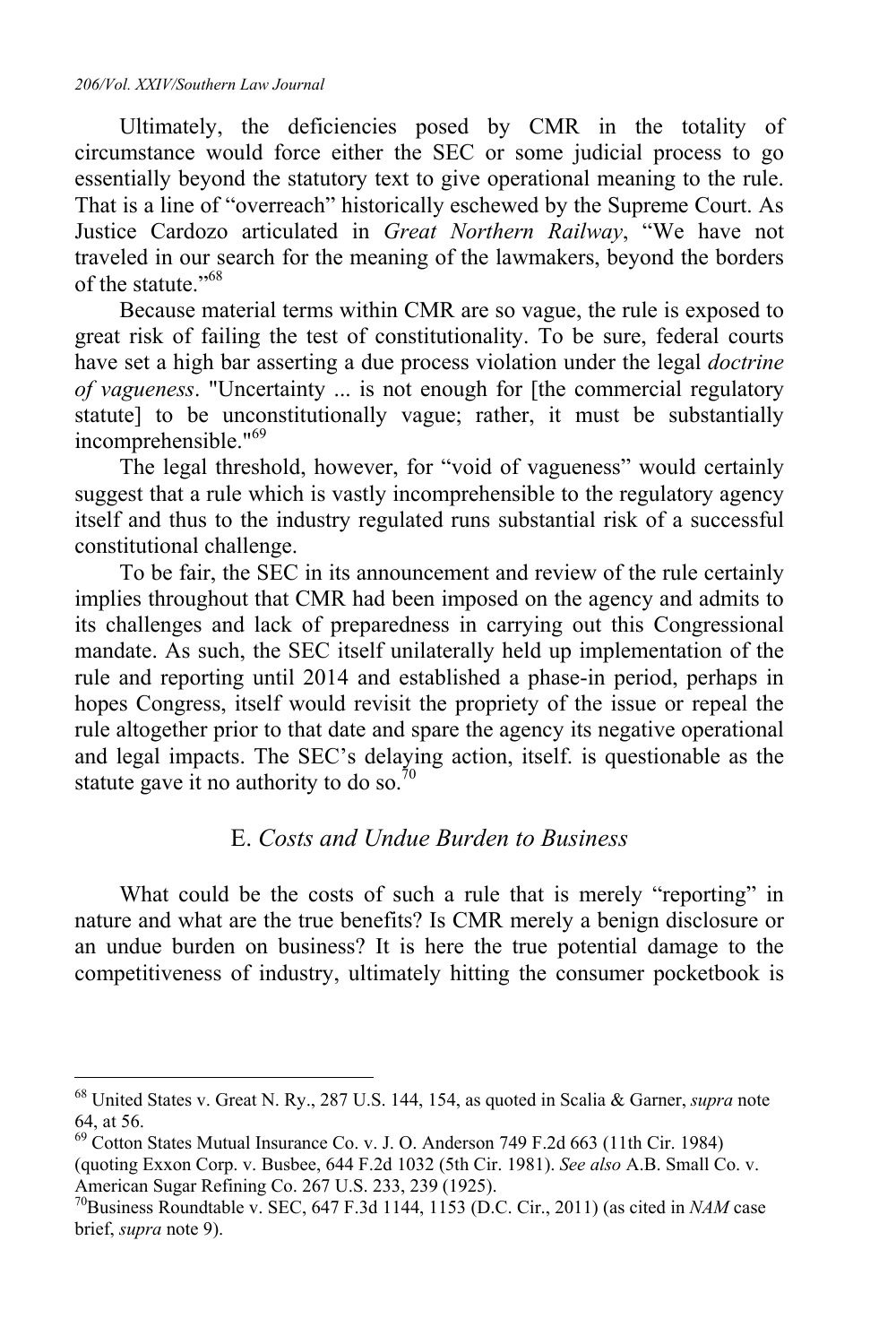Ultimately, the deficiencies posed by CMR in the totality of circumstance would force either the SEC or some judicial process to go essentially beyond the statutory text to give operational meaning to the rule. That is a line of "overreach" historically eschewed by the Supreme Court. As Justice Cardozo articulated in *Great Northern Railway*, "We have not traveled in our search for the meaning of the lawmakers, beyond the borders of the statute."[68]

Because material terms within CMR are so vague, the rule is exposed to great risk of failing the test of constitutionality. To be sure, federal courts have set a high bar asserting a due process violation under the legal *doctrine of vagueness*. "Uncertainty ... is not enough for [the commercial regulatory statute] to be unconstitutionally vague; rather, it must be substantially incomprehensible."[69]

The legal threshold, however, for "void of vagueness" would certainly suggest that a rule which is vastly incomprehensible to the regulatory agency itself and thus to the industry regulated runs substantial risk of a successful constitutional challenge.

To be fair, the SEC in its announcement and review of the rule certainly implies throughout that CMR had been imposed on the agency and admits to its challenges and lack of preparedness in carrying out this Congressional mandate. As such, the SEC itself unilaterally held up implementation of the rule and reporting until 2014 and established a phase-in period, perhaps in hopes Congress, itself would revisit the propriety of the issue or repeal the rule altogether prior to that date and spare the agency its negative operational and legal impacts. The SEC's delaying action, itself. is questionable as the statute gave it no authority to do so.[70]

## E. *Costs and Undue Burden to Business*

What could be the costs of such a rule that is merely "reporting" in nature and what are the true benefits? Is CMR merely a benign disclosure or an undue burden on business? It is here the true potential damage to the competitiveness of industry, ultimately hitting the consumer pocketbook is

---

[68] United States v. Great N. Ry., 287 U.S. 144, 154, as quoted in Scalia & Garner, *supra* note 64, at 56.

[69] Cotton States Mutual Insurance Co. v. J. O. Anderson 749 F.2d 663 (11th Cir. 1984) (quoting Exxon Corp. v. Busbee, 644 F.2d 1032 (5th Cir. 1981). *See also* A.B. Small Co. v. American Sugar Refining Co. 267 U.S. 233, 239 (1925).

[70] Business Roundtable v. SEC, 647 F.3d 1144, 1153 (D.C. Cir., 2011) (as cited in *NAM* case brief, *supra* note 9).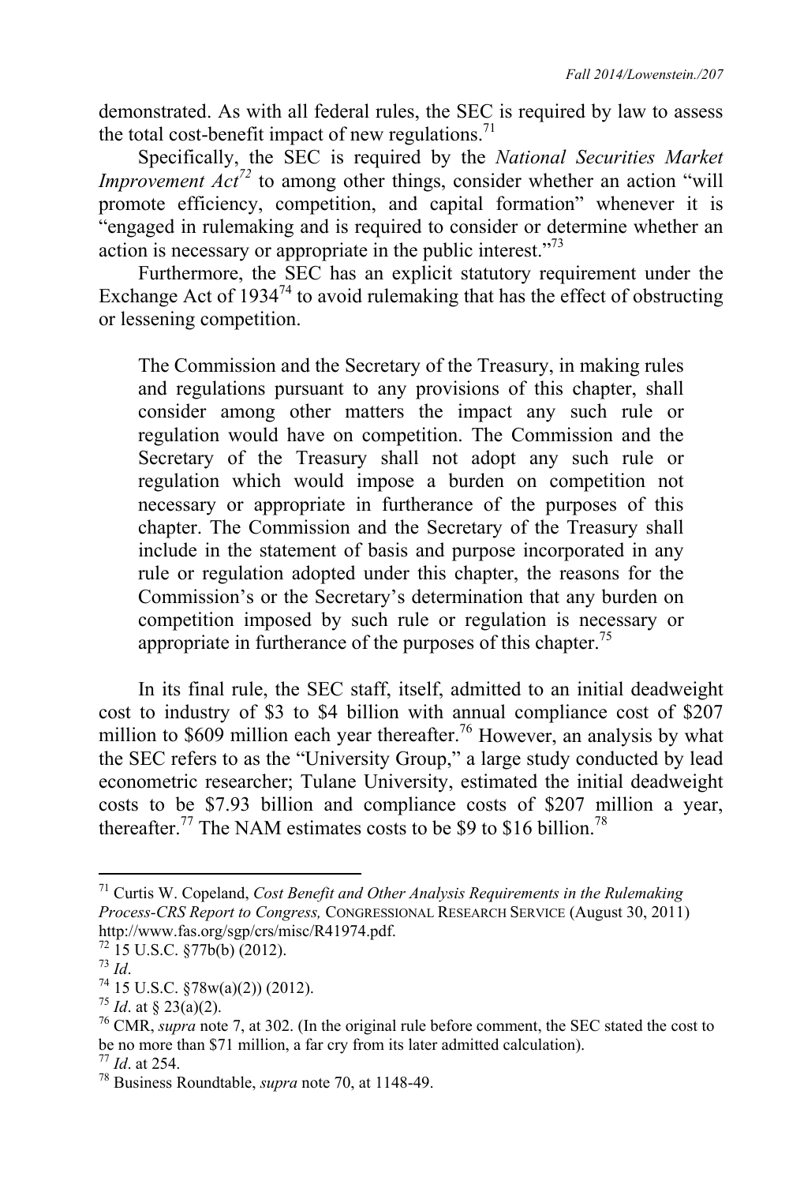demonstrated. As with all federal rules, the SEC is required by law to assess the total cost-benefit impact of new regulations.[71]

Specifically, the SEC is required by the *National Securities Market Improvement Act*[72] to among other things, consider whether an action "will promote efficiency, competition, and capital formation" whenever it is "engaged in rulemaking and is required to consider or determine whether an action is necessary or appropriate in the public interest."[73]

Furthermore, the SEC has an explicit statutory requirement under the Exchange Act of 1934[74] to avoid rulemaking that has the effect of obstructing or lessening competition.

> The Commission and the Secretary of the Treasury, in making rules and regulations pursuant to any provisions of this chapter, shall consider among other matters the impact any such rule or regulation would have on competition. The Commission and the Secretary of the Treasury shall not adopt any such rule or regulation which would impose a burden on competition not necessary or appropriate in furtherance of the purposes of this chapter. The Commission and the Secretary of the Treasury shall include in the statement of basis and purpose incorporated in any rule or regulation adopted under this chapter, the reasons for the Commission's or the Secretary's determination that any burden on competition imposed by such rule or regulation is necessary or appropriate in furtherance of the purposes of this chapter.[75]

In its final rule, the SEC staff, itself, admitted to an initial deadweight cost to industry of $3 to $4 billion with annual compliance cost of $207 million to $609 million each year thereafter.[76] However, an analysis by what the SEC refers to as the "University Group," a large study conducted by lead econometric researcher; Tulane University, estimated the initial deadweight costs to be $7.93 billion and compliance costs of $207 million a year, thereafter.[77] The NAM estimates costs to be $9 to $16 billion.[78]

---

[71] Curtis W. Copeland, *Cost Benefit and Other Analysis Requirements in the Rulemaking Process-CRS Report to Congress,* CONGRESSIONAL RESEARCH SERVICE (August 30, 2011) http://www.fas.org/sgp/crs/misc/R41974.pdf.

[72] 15 U.S.C. §77b(b) (2012).

[73] *Id*.

[74] 15 U.S.C. §78w(a)(2)) (2012).

[75] *Id*. at § 23(a)(2).

[76] CMR, *supra* note 7, at 302. (In the original rule before comment, the SEC stated the cost to be no more than $71 million, a far cry from its later admitted calculation).

[77] *Id*. at 254.

[78] Business Roundtable, *supra* note 70, at 1148-49.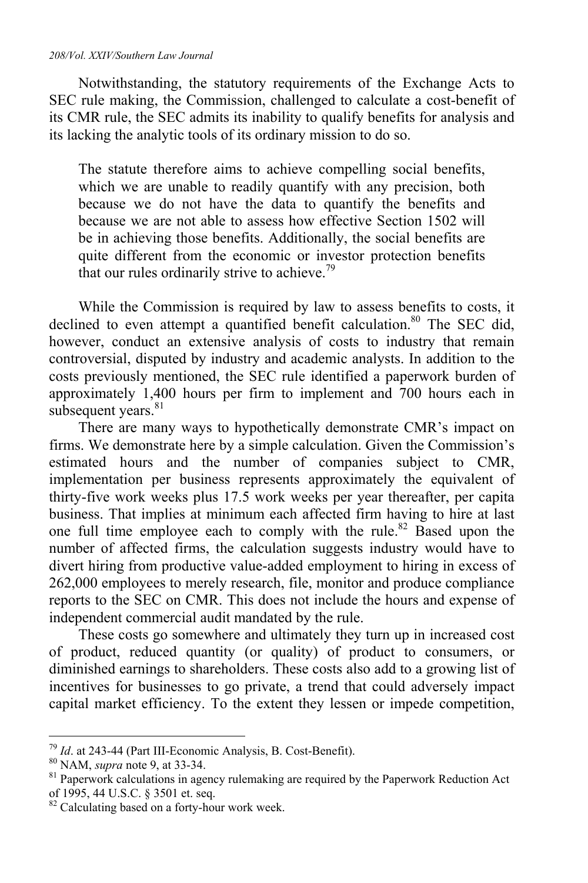Notwithstanding, the statutory requirements of the Exchange Acts to SEC rule making, the Commission, challenged to calculate a cost-benefit of its CMR rule, the SEC admits its inability to qualify benefits for analysis and its lacking the analytic tools of its ordinary mission to do so.

> The statute therefore aims to achieve compelling social benefits, which we are unable to readily quantify with any precision, both because we do not have the data to quantify the benefits and because we are not able to assess how effective Section 1502 will be in achieving those benefits. Additionally, the social benefits are quite different from the economic or investor protection benefits that our rules ordinarily strive to achieve.[79]

While the Commission is required by law to assess benefits to costs, it declined to even attempt a quantified benefit calculation.[80] The SEC did, however, conduct an extensive analysis of costs to industry that remain controversial, disputed by industry and academic analysts. In addition to the costs previously mentioned, the SEC rule identified a paperwork burden of approximately 1,400 hours per firm to implement and 700 hours each in subsequent years.[81]

There are many ways to hypothetically demonstrate CMR's impact on firms. We demonstrate here by a simple calculation. Given the Commission's estimated hours and the number of companies subject to CMR, implementation per business represents approximately the equivalent of thirty-five work weeks plus 17.5 work weeks per year thereafter, per capita business. That implies at minimum each affected firm having to hire at last one full time employee each to comply with the rule.[82] Based upon the number of affected firms, the calculation suggests industry would have to divert hiring from productive value-added employment to hiring in excess of 262,000 employees to merely research, file, monitor and produce compliance reports to the SEC on CMR. This does not include the hours and expense of independent commercial audit mandated by the rule.

These costs go somewhere and ultimately they turn up in increased cost of product, reduced quantity (or quality) of product to consumers, or diminished earnings to shareholders. These costs also add to a growing list of incentives for businesses to go private, a trend that could adversely impact capital market efficiency. To the extent they lessen or impede competition,

---

[79] *Id*. at 243-44 (Part III-Economic Analysis, B. Cost-Benefit).

[80] NAM, *supra* note 9, at 33-34.

[81] Paperwork calculations in agency rulemaking are required by the Paperwork Reduction Act of 1995, 44 U.S.C. § 3501 et. seq.

[82] Calculating based on a forty-hour work week.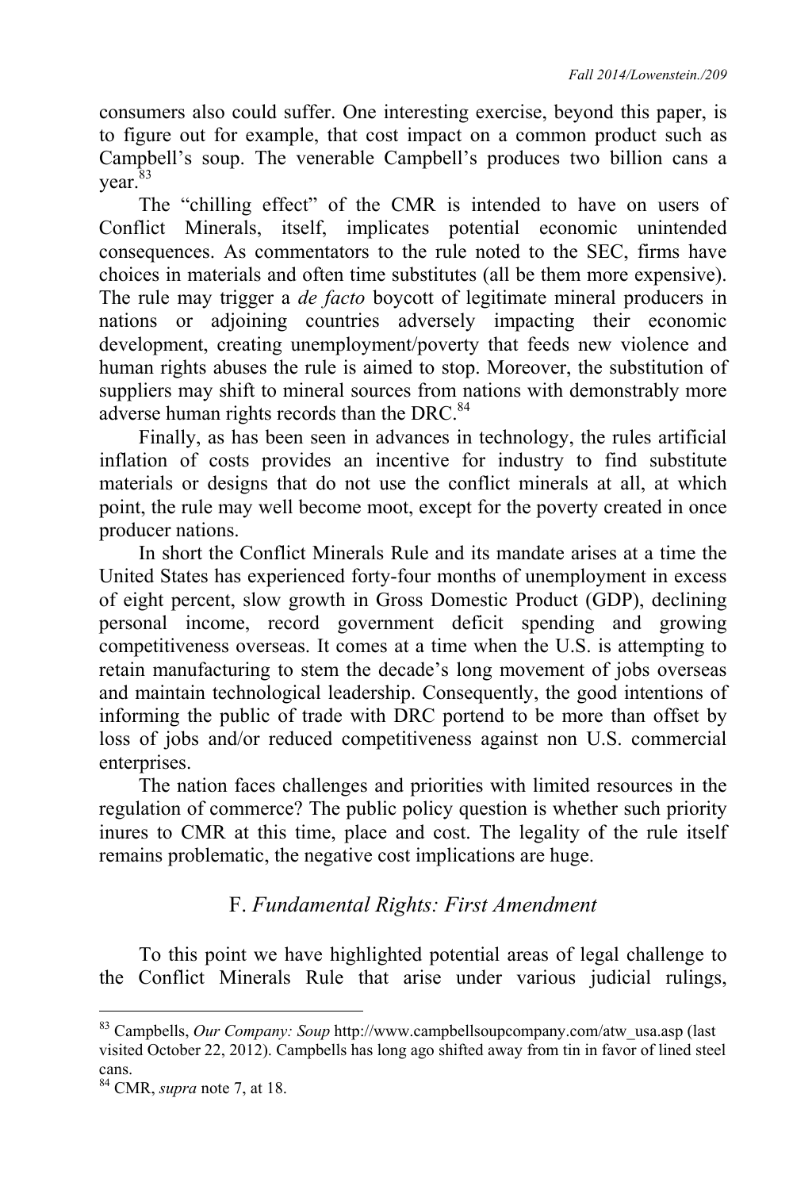consumers also could suffer. One interesting exercise, beyond this paper, is to figure out for example, that cost impact on a common product such as Campbell's soup. The venerable Campbell's produces two billion cans a year.[83]

The "chilling effect" of the CMR is intended to have on users of Conflict Minerals, itself, implicates potential economic unintended consequences. As commentators to the rule noted to the SEC, firms have choices in materials and often time substitutes (all be them more expensive). The rule may trigger a *de facto* boycott of legitimate mineral producers in nations or adjoining countries adversely impacting their economic development, creating unemployment/poverty that feeds new violence and human rights abuses the rule is aimed to stop. Moreover, the substitution of suppliers may shift to mineral sources from nations with demonstrably more adverse human rights records than the DRC.[84]

Finally, as has been seen in advances in technology, the rules artificial inflation of costs provides an incentive for industry to find substitute materials or designs that do not use the conflict minerals at all, at which point, the rule may well become moot, except for the poverty created in once producer nations.

In short the Conflict Minerals Rule and its mandate arises at a time the United States has experienced forty-four months of unemployment in excess of eight percent, slow growth in Gross Domestic Product (GDP), declining personal income, record government deficit spending and growing competitiveness overseas. It comes at a time when the U.S. is attempting to retain manufacturing to stem the decade's long movement of jobs overseas and maintain technological leadership. Consequently, the good intentions of informing the public of trade with DRC portend to be more than offset by loss of jobs and/or reduced competitiveness against non U.S. commercial enterprises.

The nation faces challenges and priorities with limited resources in the regulation of commerce? The public policy question is whether such priority inures to CMR at this time, place and cost. The legality of the rule itself remains problematic, the negative cost implications are huge.

### F. *Fundamental Rights: First Amendment*

To this point we have highlighted potential areas of legal challenge to the Conflict Minerals Rule that arise under various judicial rulings,

---

[83] Campbells, *Our Company: Soup* http://www.campbellsoupcompany.com/atw_usa.asp (last visited October 22, 2012). Campbells has long ago shifted away from tin in favor of lined steel cans.

[84] CMR, *supra* note 7, at 18.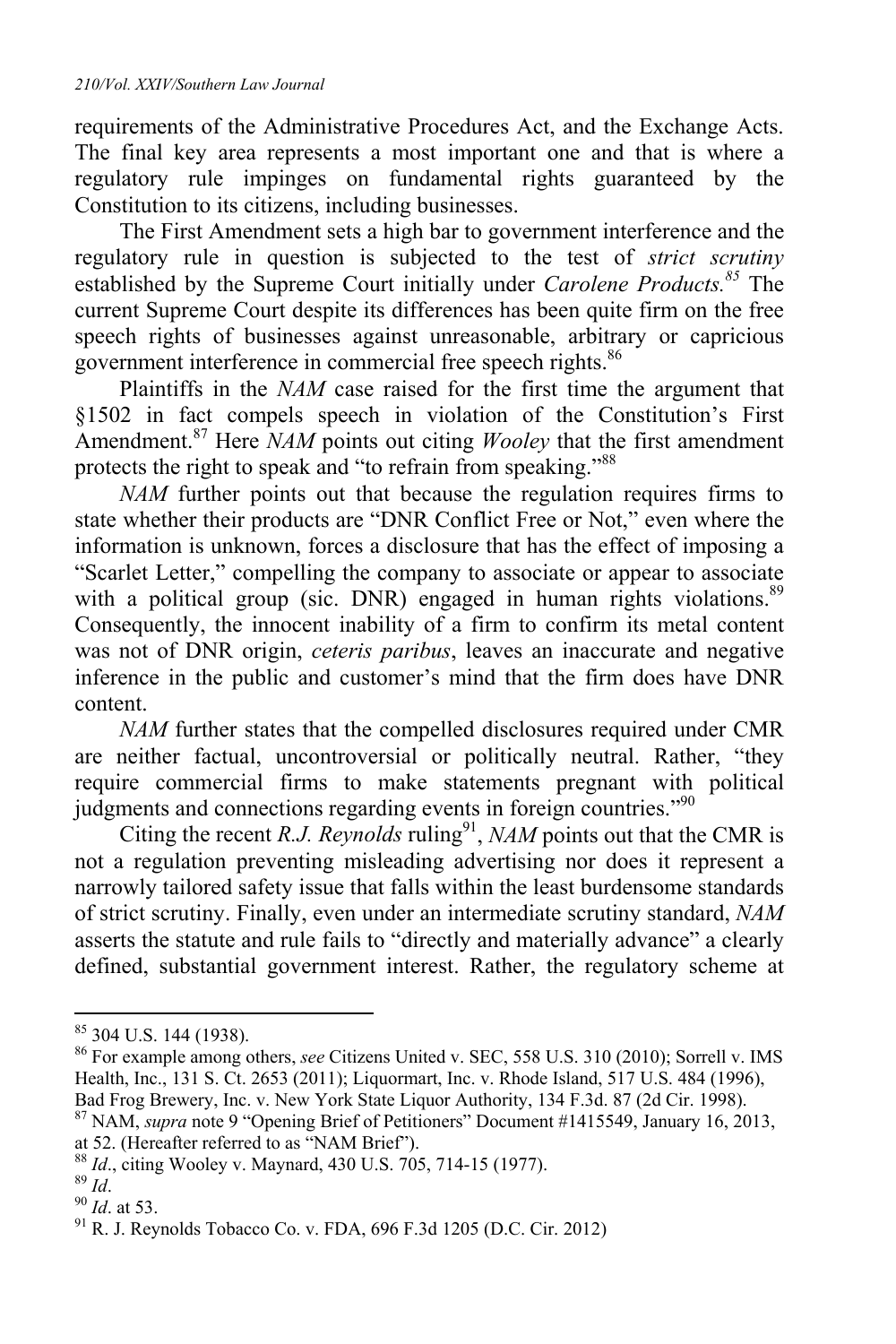requirements of the Administrative Procedures Act, and the Exchange Acts. The final key area represents a most important one and that is where a regulatory rule impinges on fundamental rights guaranteed by the Constitution to its citizens, including businesses.

The First Amendment sets a high bar to government interference and the regulatory rule in question is subjected to the test of *strict scrutiny* established by the Supreme Court initially under *Carolene Products.*[85] The current Supreme Court despite its differences has been quite firm on the free speech rights of businesses against unreasonable, arbitrary or capricious government interference in commercial free speech rights.[86]

Plaintiffs in the *NAM* case raised for the first time the argument that §1502 in fact compels speech in violation of the Constitution's First Amendment.[87] Here *NAM* points out citing *Wooley* that the first amendment protects the right to speak and "to refrain from speaking."[88]

*NAM* further points out that because the regulation requires firms to state whether their products are "DNR Conflict Free or Not," even where the information is unknown, forces a disclosure that has the effect of imposing a "Scarlet Letter," compelling the company to associate or appear to associate with a political group (sic. DNR) engaged in human rights violations.[89] Consequently, the innocent inability of a firm to confirm its metal content was not of DNR origin, *ceteris paribus*, leaves an inaccurate and negative inference in the public and customer's mind that the firm does have DNR content.

*NAM* further states that the compelled disclosures required under CMR are neither factual, uncontroversial or politically neutral. Rather, "they require commercial firms to make statements pregnant with political judgments and connections regarding events in foreign countries."[90]

Citing the recent *R.J. Reynolds* ruling[91], *NAM* points out that the CMR is not a regulation preventing misleading advertising nor does it represent a narrowly tailored safety issue that falls within the least burdensome standards of strict scrutiny. Finally, even under an intermediate scrutiny standard, *NAM* asserts the statute and rule fails to "directly and materially advance" a clearly defined, substantial government interest. Rather, the regulatory scheme at

---

[85] 304 U.S. 144 (1938).

[86] For example among others, *see* Citizens United v. SEC, 558 U.S. 310 (2010); Sorrell v. IMS Health, Inc., 131 S. Ct. 2653 (2011); Liquormart, Inc. v. Rhode Island, 517 U.S. 484 (1996), Bad Frog Brewery, Inc. v. New York State Liquor Authority, 134 F.3d. 87 (2d Cir. 1998).

[87] NAM, *supra* note 9 "Opening Brief of Petitioners" Document #1415549, January 16, 2013, at 52. (Hereafter referred to as "NAM Brief").

[88] *Id*., citing Wooley v. Maynard, 430 U.S. 705, 714-15 (1977).

[89] *Id*.

[90] *Id*. at 53.

[91] R. J. Reynolds Tobacco Co. v. FDA, 696 F.3d 1205 (D.C. Cir. 2012)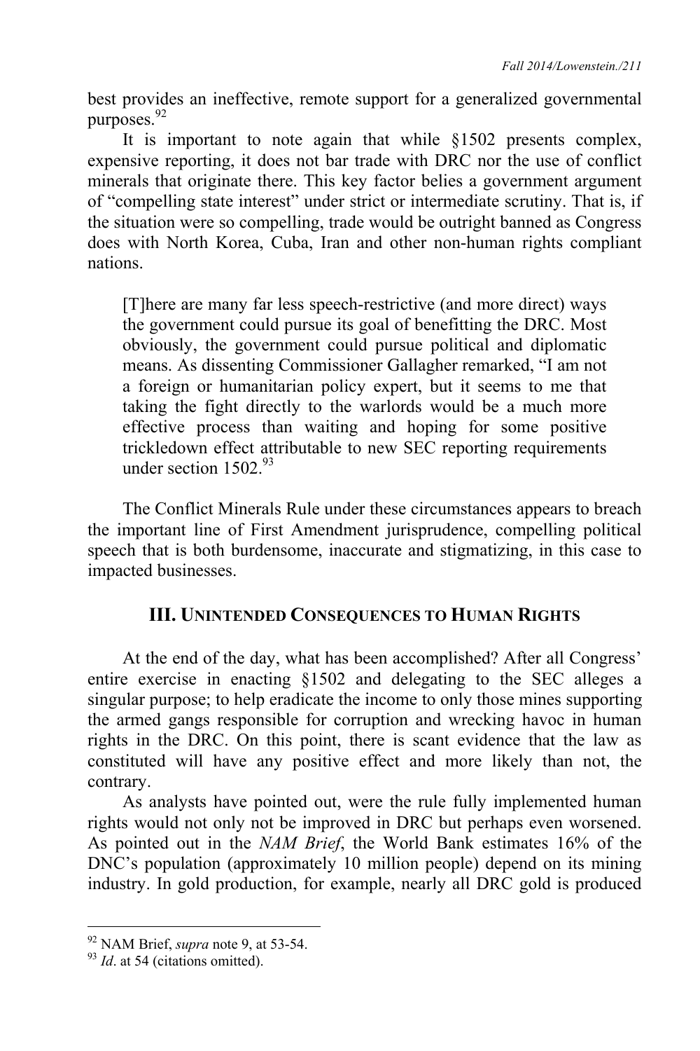best provides an ineffective, remote support for a generalized governmental purposes.[92]

It is important to note again that while §1502 presents complex, expensive reporting, it does not bar trade with DRC nor the use of conflict minerals that originate there. This key factor belies a government argument of "compelling state interest" under strict or intermediate scrutiny. That is, if the situation were so compelling, trade would be outright banned as Congress does with North Korea, Cuba, Iran and other non-human rights compliant nations.

> [T]here are many far less speech-restrictive (and more direct) ways the government could pursue its goal of benefitting the DRC. Most obviously, the government could pursue political and diplomatic means. As dissenting Commissioner Gallagher remarked, "I am not a foreign or humanitarian policy expert, but it seems to me that taking the fight directly to the warlords would be a much more effective process than waiting and hoping for some positive trickledown effect attributable to new SEC reporting requirements under section 1502.[93]

The Conflict Minerals Rule under these circumstances appears to breach the important line of First Amendment jurisprudence, compelling political speech that is both burdensome, inaccurate and stigmatizing, in this case to impacted businesses.

## III. Unintended Consequences to Human Rights

At the end of the day, what has been accomplished? After all Congress' entire exercise in enacting §1502 and delegating to the SEC alleges a singular purpose; to help eradicate the income to only those mines supporting the armed gangs responsible for corruption and wrecking havoc in human rights in the DRC. On this point, there is scant evidence that the law as constituted will have any positive effect and more likely than not, the contrary.

As analysts have pointed out, were the rule fully implemented human rights would not only not be improved in DRC but perhaps even worsened. As pointed out in the *NAM Brief*, the World Bank estimates 16% of the DNC's population (approximately 10 million people) depend on its mining industry. In gold production, for example, nearly all DRC gold is produced

---

[92] NAM Brief, *supra* note 9, at 53-54.

[93] *Id*. at 54 (citations omitted).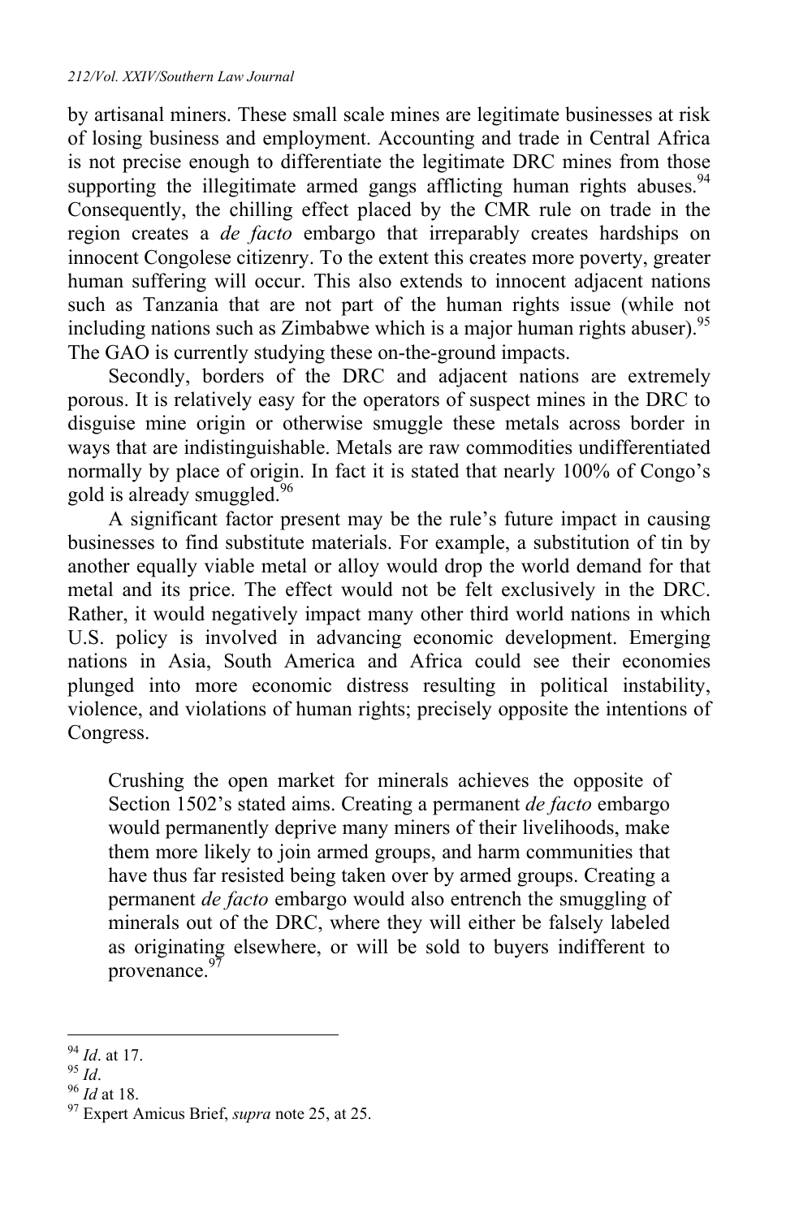by artisanal miners. These small scale mines are legitimate businesses at risk of losing business and employment. Accounting and trade in Central Africa is not precise enough to differentiate the legitimate DRC mines from those supporting the illegitimate armed gangs afflicting human rights abuses.[94] Consequently, the chilling effect placed by the CMR rule on trade in the region creates a *de facto* embargo that irreparably creates hardships on innocent Congolese citizenry. To the extent this creates more poverty, greater human suffering will occur. This also extends to innocent adjacent nations such as Tanzania that are not part of the human rights issue (while not including nations such as Zimbabwe which is a major human rights abuser).[95] The GAO is currently studying these on-the-ground impacts.

Secondly, borders of the DRC and adjacent nations are extremely porous. It is relatively easy for the operators of suspect mines in the DRC to disguise mine origin or otherwise smuggle these metals across border in ways that are indistinguishable. Metals are raw commodities undifferentiated normally by place of origin. In fact it is stated that nearly 100% of Congo's gold is already smuggled.[96]

A significant factor present may be the rule's future impact in causing businesses to find substitute materials. For example, a substitution of tin by another equally viable metal or alloy would drop the world demand for that metal and its price. The effect would not be felt exclusively in the DRC. Rather, it would negatively impact many other third world nations in which U.S. policy is involved in advancing economic development. Emerging nations in Asia, South America and Africa could see their economies plunged into more economic distress resulting in political instability, violence, and violations of human rights; precisely opposite the intentions of Congress.

> Crushing the open market for minerals achieves the opposite of Section 1502's stated aims. Creating a permanent *de facto* embargo would permanently deprive many miners of their livelihoods, make them more likely to join armed groups, and harm communities that have thus far resisted being taken over by armed groups. Creating a permanent *de facto* embargo would also entrench the smuggling of minerals out of the DRC, where they will either be falsely labeled as originating elsewhere, or will be sold to buyers indifferent to provenance.[97]

---

[94] *Id*. at 17.
[95] *Id*.
[96] *Id* at 18.
[97] Expert Amicus Brief, *supra* note 25, at 25.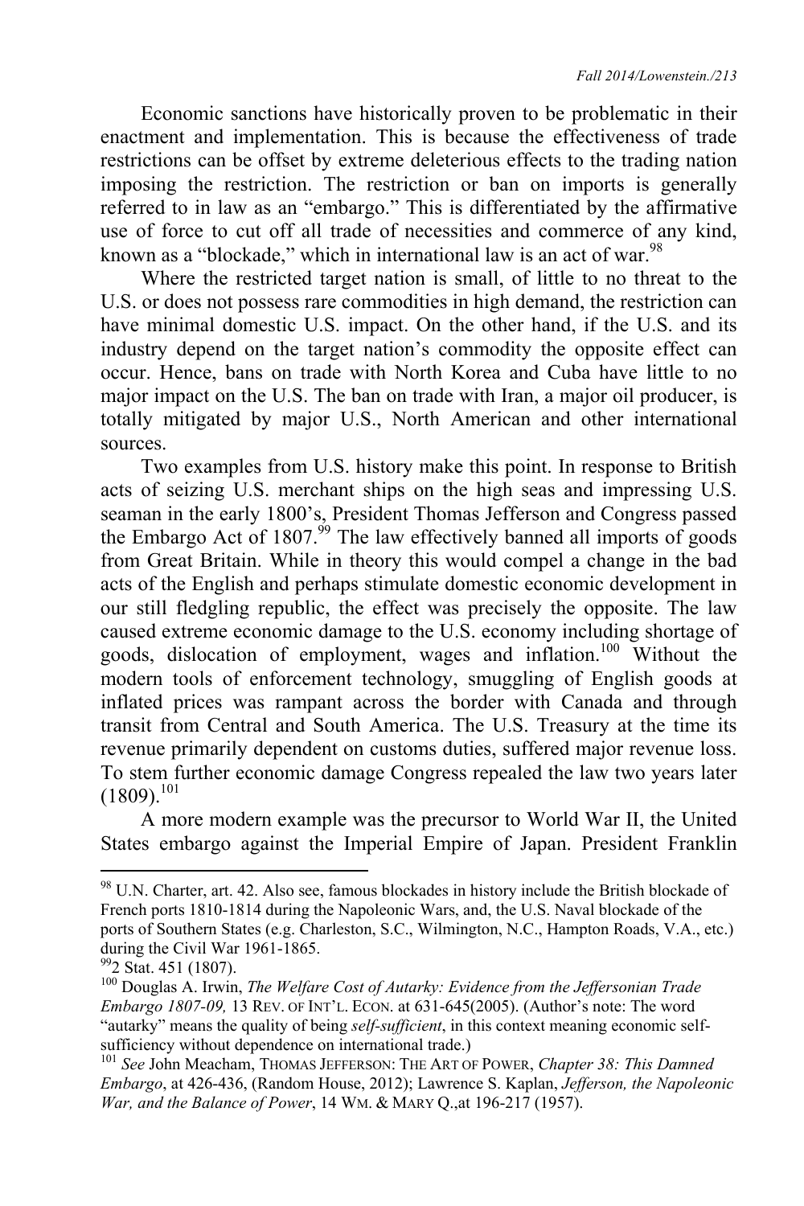Economic sanctions have historically proven to be problematic in their enactment and implementation. This is because the effectiveness of trade restrictions can be offset by extreme deleterious effects to the trading nation imposing the restriction. The restriction or ban on imports is generally referred to in law as an "embargo." This is differentiated by the affirmative use of force to cut off all trade of necessities and commerce of any kind, known as a "blockade," which in international law is an act of war.[98]

Where the restricted target nation is small, of little to no threat to the U.S. or does not possess rare commodities in high demand, the restriction can have minimal domestic U.S. impact. On the other hand, if the U.S. and its industry depend on the target nation's commodity the opposite effect can occur. Hence, bans on trade with North Korea and Cuba have little to no major impact on the U.S. The ban on trade with Iran, a major oil producer, is totally mitigated by major U.S., North American and other international sources.

Two examples from U.S. history make this point. In response to British acts of seizing U.S. merchant ships on the high seas and impressing U.S. seaman in the early 1800's, President Thomas Jefferson and Congress passed the Embargo Act of 1807.[99] The law effectively banned all imports of goods from Great Britain. While in theory this would compel a change in the bad acts of the English and perhaps stimulate domestic economic development in our still fledgling republic, the effect was precisely the opposite. The law caused extreme economic damage to the U.S. economy including shortage of goods, dislocation of employment, wages and inflation.[100] Without the modern tools of enforcement technology, smuggling of English goods at inflated prices was rampant across the border with Canada and through transit from Central and South America. The U.S. Treasury at the time its revenue primarily dependent on customs duties, suffered major revenue loss. To stem further economic damage Congress repealed the law two years later (1809).[101]

A more modern example was the precursor to World War II, the United States embargo against the Imperial Empire of Japan. President Franklin

---

[98] U.N. Charter, art. 42. Also see, famous blockades in history include the British blockade of French ports 1810-1814 during the Napoleonic Wars, and, the U.S. Naval blockade of the ports of Southern States (e.g. Charleston, S.C., Wilmington, N.C., Hampton Roads, V.A., etc.) during the Civil War 1961-1865.

[99] 2 Stat. 451 (1807).

[100] Douglas A. Irwin, *The Welfare Cost of Autarky: Evidence from the Jeffersonian Trade Embargo 1807-09,* 13 REV. OF INT'L. ECON. at 631-645(2005). (Author's note: The word "autarky" means the quality of being *self-sufficient*, in this context meaning economic self-sufficiency without dependence on international trade.)

[101] *See* John Meacham, THOMAS JEFFERSON: THE ART OF POWER, *Chapter 38: This Damned Embargo*, at 426-436, (Random House, 2012); Lawrence S. Kaplan, *Jefferson, the Napoleonic War, and the Balance of Power*, 14 WM. & MARY Q.,at 196-217 (1957).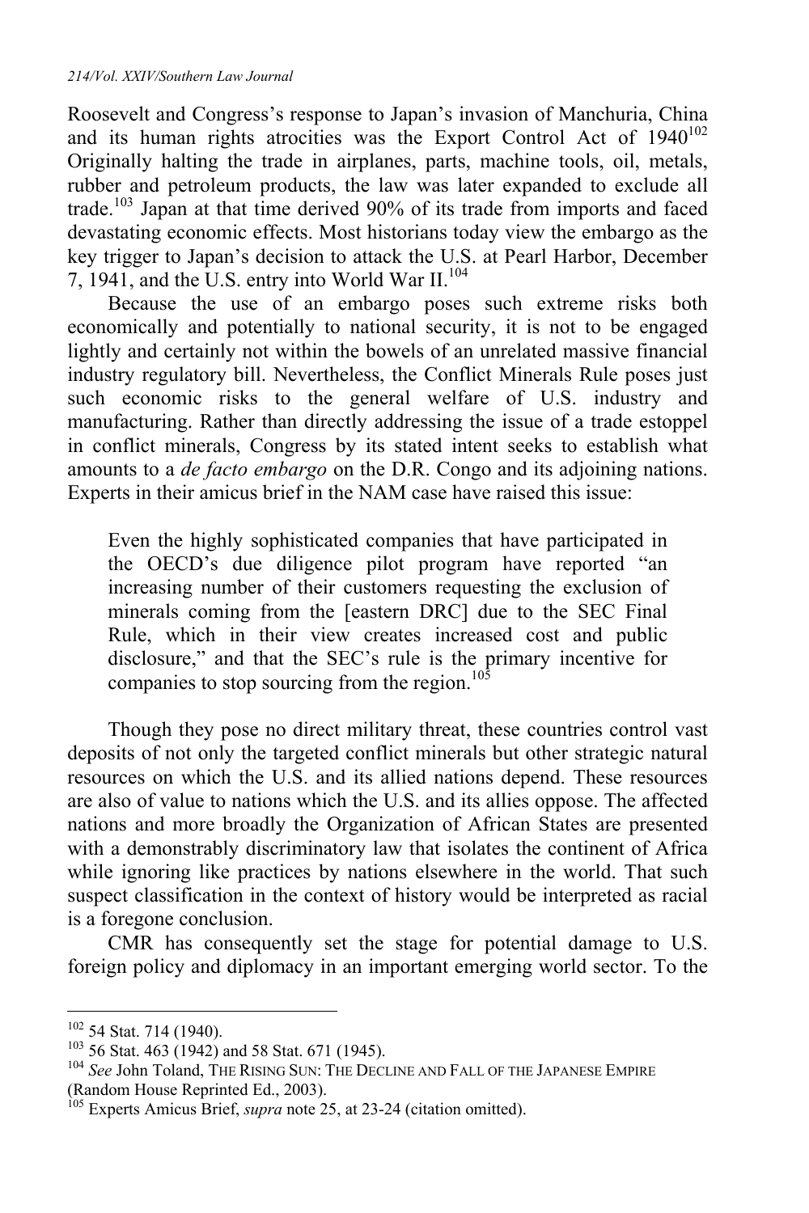Roosevelt and Congress's response to Japan's invasion of Manchuria, China and its human rights atrocities was the Export Control Act of 1940[102] Originally halting the trade in airplanes, parts, machine tools, oil, metals, rubber and petroleum products, the law was later expanded to exclude all trade.[103] Japan at that time derived 90% of its trade from imports and faced devastating economic effects. Most historians today view the embargo as the key trigger to Japan's decision to attack the U.S. at Pearl Harbor, December 7, 1941, and the U.S. entry into World War II.[104]

Because the use of an embargo poses such extreme risks both economically and potentially to national security, it is not to be engaged lightly and certainly not within the bowels of an unrelated massive financial industry regulatory bill. Nevertheless, the Conflict Minerals Rule poses just such economic risks to the general welfare of U.S. industry and manufacturing. Rather than directly addressing the issue of a trade estoppel in conflict minerals, Congress by its stated intent seeks to establish what amounts to a *de facto embargo* on the D.R. Congo and its adjoining nations. Experts in their amicus brief in the NAM case have raised this issue:

> Even the highly sophisticated companies that have participated in the OECD's due diligence pilot program have reported "an increasing number of their customers requesting the exclusion of minerals coming from the [eastern DRC] due to the SEC Final Rule, which in their view creates increased cost and public disclosure," and that the SEC's rule is the primary incentive for companies to stop sourcing from the region.[105]

Though they pose no direct military threat, these countries control vast deposits of not only the targeted conflict minerals but other strategic natural resources on which the U.S. and its allied nations depend. These resources are also of value to nations which the U.S. and its allies oppose. The affected nations and more broadly the Organization of African States are presented with a demonstrably discriminatory law that isolates the continent of Africa while ignoring like practices by nations elsewhere in the world. That such suspect classification in the context of history would be interpreted as racial is a foregone conclusion.

CMR has consequently set the stage for potential damage to U.S. foreign policy and diplomacy in an important emerging world sector. To the

---

[102] 54 Stat. 714 (1940).

[103] 56 Stat. 463 (1942) and 58 Stat. 671 (1945).

[104] *See* John Toland, THE RISING SUN: THE DECLINE AND FALL OF THE JAPANESE EMPIRE (Random House Reprinted Ed., 2003).

[105] Experts Amicus Brief, *supra* note 25, at 23-24 (citation omitted).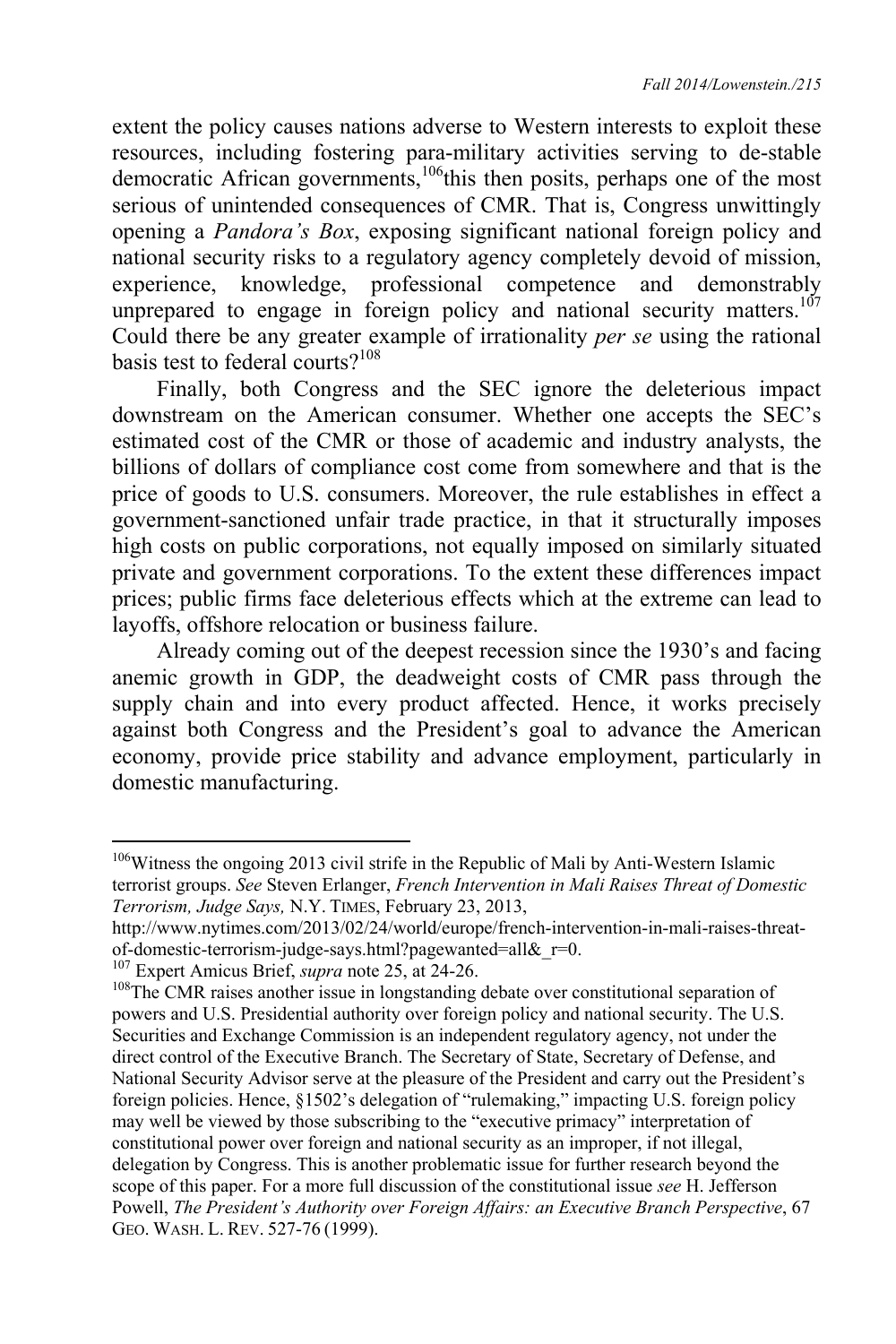extent the policy causes nations adverse to Western interests to exploit these resources, including fostering para-military activities serving to de-stable democratic African governments,[106]this then posits, perhaps one of the most serious of unintended consequences of CMR. That is, Congress unwittingly opening a *Pandora's Box*, exposing significant national foreign policy and national security risks to a regulatory agency completely devoid of mission, experience, knowledge, professional competence and demonstrably unprepared to engage in foreign policy and national security matters.[107] Could there be any greater example of irrationality *per se* using the rational basis test to federal courts?[108]

Finally, both Congress and the SEC ignore the deleterious impact downstream on the American consumer. Whether one accepts the SEC's estimated cost of the CMR or those of academic and industry analysts, the billions of dollars of compliance cost come from somewhere and that is the price of goods to U.S. consumers. Moreover, the rule establishes in effect a government-sanctioned unfair trade practice, in that it structurally imposes high costs on public corporations, not equally imposed on similarly situated private and government corporations. To the extent these differences impact prices; public firms face deleterious effects which at the extreme can lead to layoffs, offshore relocation or business failure.

Already coming out of the deepest recession since the 1930's and facing anemic growth in GDP, the deadweight costs of CMR pass through the supply chain and into every product affected. Hence, it works precisely against both Congress and the President's goal to advance the American economy, provide price stability and advance employment, particularly in domestic manufacturing.

---

[106]Witness the ongoing 2013 civil strife in the Republic of Mali by Anti-Western Islamic terrorist groups. *See* Steven Erlanger, *French Intervention in Mali Raises Threat of Domestic Terrorism, Judge Says,* N.Y. TIMES, February 23, 2013, http://www.nytimes.com/2013/02/24/world/europe/french-intervention-in-mali-raises-threat-of-domestic-terrorism-judge-says.html?pagewanted=all&_r=0.

[107] Expert Amicus Brief, *supra* note 25, at 24-26.

[108]The CMR raises another issue in longstanding debate over constitutional separation of powers and U.S. Presidential authority over foreign policy and national security. The U.S. Securities and Exchange Commission is an independent regulatory agency, not under the direct control of the Executive Branch. The Secretary of State, Secretary of Defense, and National Security Advisor serve at the pleasure of the President and carry out the President's foreign policies. Hence, §1502's delegation of "rulemaking," impacting U.S. foreign policy may well be viewed by those subscribing to the "executive primacy" interpretation of constitutional power over foreign and national security as an improper, if not illegal, delegation by Congress. This is another problematic issue for further research beyond the scope of this paper. For a more full discussion of the constitutional issue *see* H. Jefferson Powell, *The President's Authority over Foreign Affairs: an Executive Branch Perspective*, 67 GEO. WASH. L. REV. 527-76 (1999).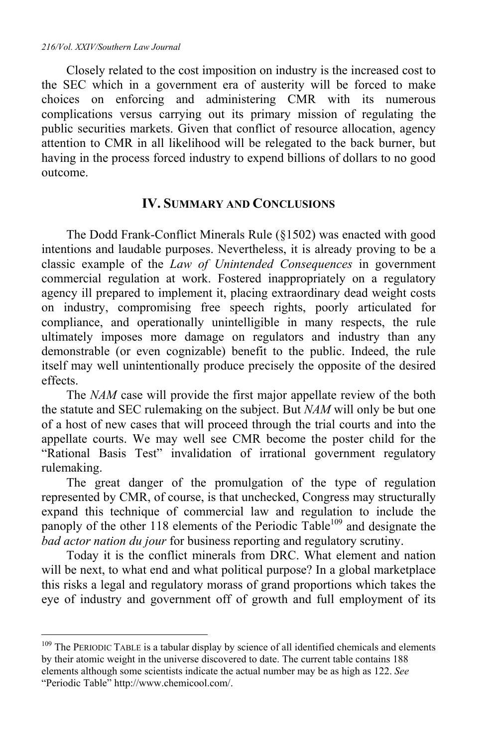Closely related to the cost imposition on industry is the increased cost to the SEC which in a government era of austerity will be forced to make choices on enforcing and administering CMR with its numerous complications versus carrying out its primary mission of regulating the public securities markets. Given that conflict of resource allocation, agency attention to CMR in all likelihood will be relegated to the back burner, but having in the process forced industry to expend billions of dollars to no good outcome.

## IV. SUMMARY AND CONCLUSIONS

The Dodd Frank-Conflict Minerals Rule (§1502) was enacted with good intentions and laudable purposes. Nevertheless, it is already proving to be a classic example of the *Law of Unintended Consequences* in government commercial regulation at work. Fostered inappropriately on a regulatory agency ill prepared to implement it, placing extraordinary dead weight costs on industry, compromising free speech rights, poorly articulated for compliance, and operationally unintelligible in many respects, the rule ultimately imposes more damage on regulators and industry than any demonstrable (or even cognizable) benefit to the public. Indeed, the rule itself may well unintentionally produce precisely the opposite of the desired effects.

The *NAM* case will provide the first major appellate review of the both the statute and SEC rulemaking on the subject. But *NAM* will only be but one of a host of new cases that will proceed through the trial courts and into the appellate courts. We may well see CMR become the poster child for the "Rational Basis Test" invalidation of irrational government regulatory rulemaking.

The great danger of the promulgation of the type of regulation represented by CMR, of course, is that unchecked, Congress may structurally expand this technique of commercial law and regulation to include the panoply of the other 118 elements of the Periodic Table[109] and designate the *bad actor nation du jour* for business reporting and regulatory scrutiny.

Today it is the conflict minerals from DRC. What element and nation will be next, to what end and what political purpose? In a global marketplace this risks a legal and regulatory morass of grand proportions which takes the eye of industry and government off of growth and full employment of its

---

[109] The PERIODIC TABLE is a tabular display by science of all identified chemicals and elements by their atomic weight in the universe discovered to date. The current table contains 188 elements although some scientists indicate the actual number may be as high as 122. *See* "Periodic Table" http://www.chemicool.com/.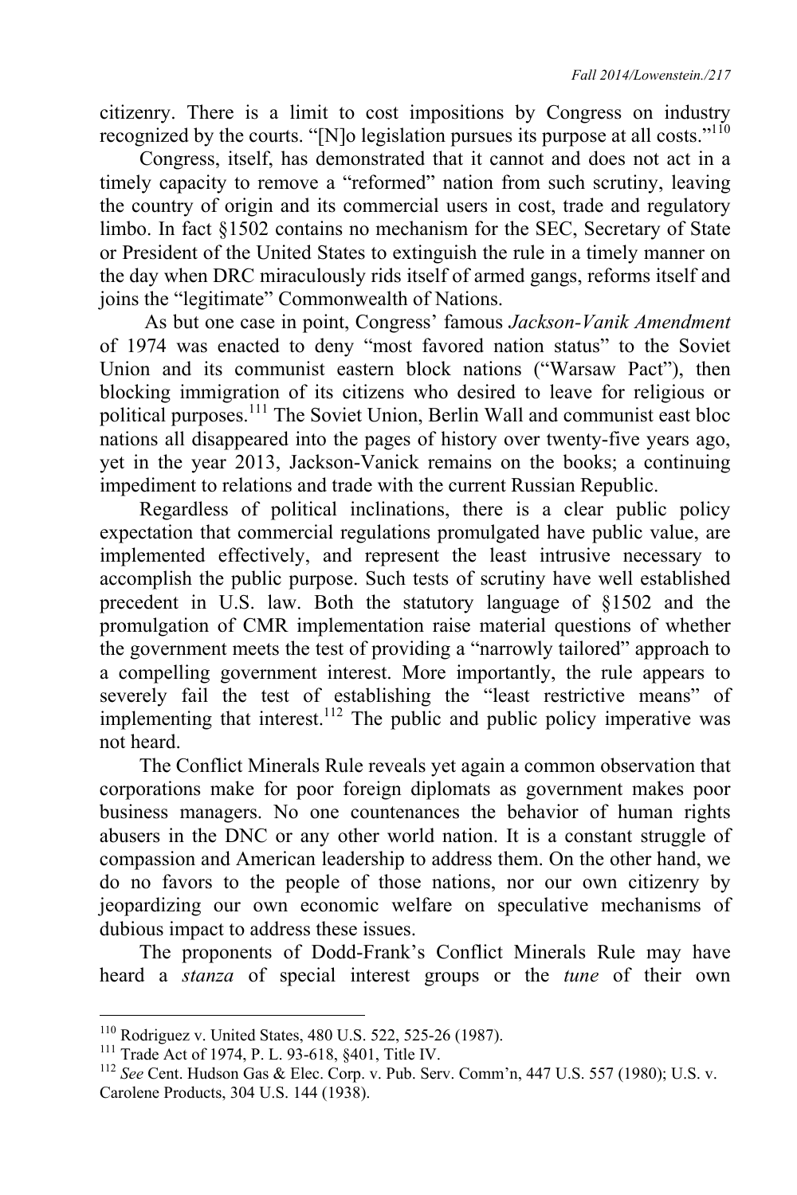citizenry. There is a limit to cost impositions by Congress on industry recognized by the courts. "[N]o legislation pursues its purpose at all costs."[110]

Congress, itself, has demonstrated that it cannot and does not act in a timely capacity to remove a "reformed" nation from such scrutiny, leaving the country of origin and its commercial users in cost, trade and regulatory limbo. In fact §1502 contains no mechanism for the SEC, Secretary of State or President of the United States to extinguish the rule in a timely manner on the day when DRC miraculously rids itself of armed gangs, reforms itself and joins the "legitimate" Commonwealth of Nations.

As but one case in point, Congress' famous *Jackson-Vanik Amendment* of 1974 was enacted to deny "most favored nation status" to the Soviet Union and its communist eastern block nations ("Warsaw Pact"), then blocking immigration of its citizens who desired to leave for religious or political purposes.[111] The Soviet Union, Berlin Wall and communist east bloc nations all disappeared into the pages of history over twenty-five years ago, yet in the year 2013, Jackson-Vanick remains on the books; a continuing impediment to relations and trade with the current Russian Republic.

Regardless of political inclinations, there is a clear public policy expectation that commercial regulations promulgated have public value, are implemented effectively, and represent the least intrusive necessary to accomplish the public purpose. Such tests of scrutiny have well established precedent in U.S. law. Both the statutory language of §1502 and the promulgation of CMR implementation raise material questions of whether the government meets the test of providing a "narrowly tailored" approach to a compelling government interest. More importantly, the rule appears to severely fail the test of establishing the "least restrictive means" of implementing that interest.[112] The public and public policy imperative was not heard.

The Conflict Minerals Rule reveals yet again a common observation that corporations make for poor foreign diplomats as government makes poor business managers. No one countenances the behavior of human rights abusers in the DNC or any other world nation. It is a constant struggle of compassion and American leadership to address them. On the other hand, we do no favors to the people of those nations, nor our own citizenry by jeopardizing our own economic welfare on speculative mechanisms of dubious impact to address these issues.

The proponents of Dodd-Frank's Conflict Minerals Rule may have heard a *stanza* of special interest groups or the *tune* of their own

---

[110] Rodriguez v. United States, 480 U.S. 522, 525-26 (1987).

[111] Trade Act of 1974, P. L. 93-618, §401, Title IV.

[112] *See* Cent. Hudson Gas & Elec. Corp. v. Pub. Serv. Comm'n, 447 U.S. 557 (1980); U.S. v. Carolene Products, 304 U.S. 144 (1938).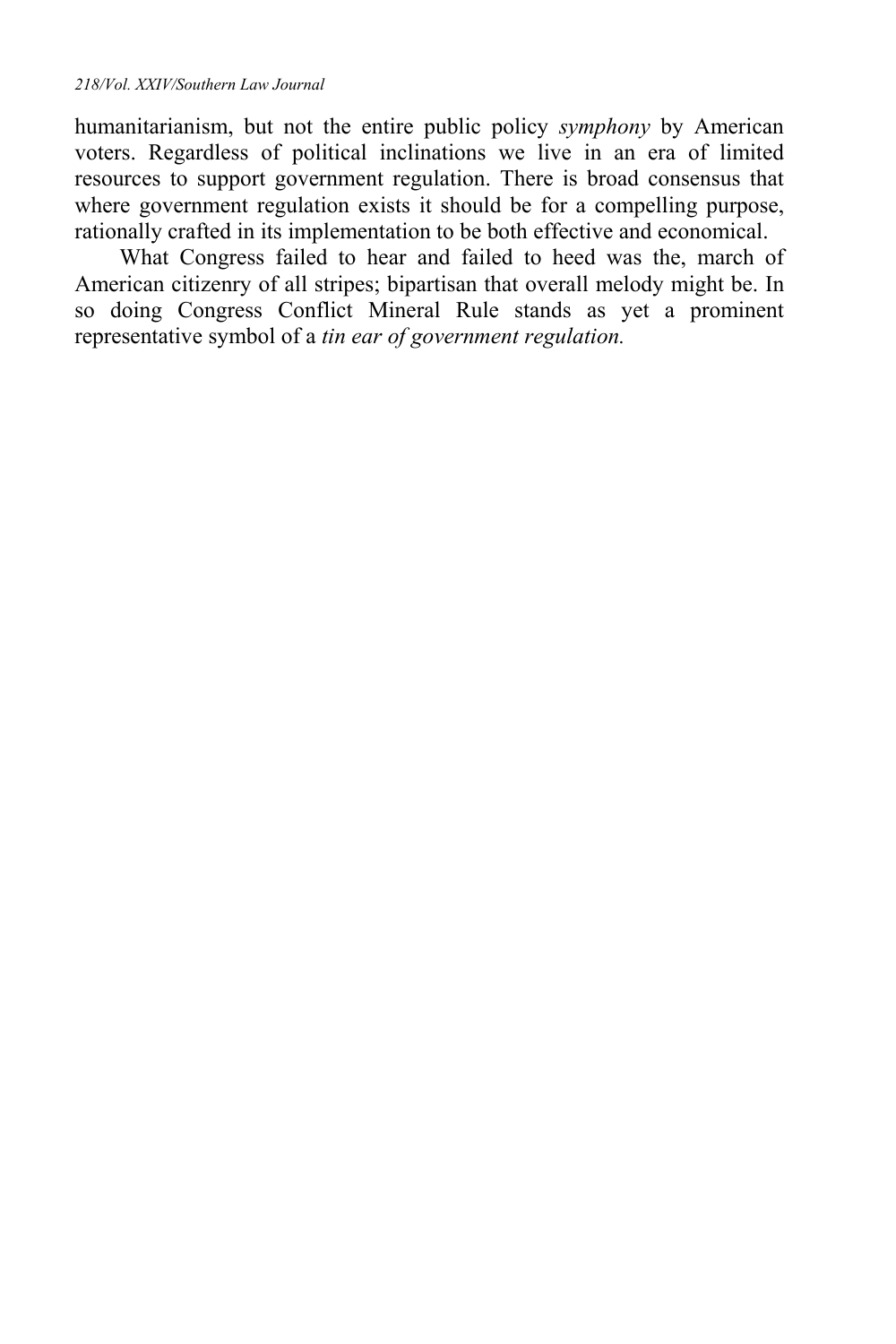humanitarianism, but not the entire public policy *symphony* by American voters. Regardless of political inclinations we live in an era of limited resources to support government regulation. There is broad consensus that where government regulation exists it should be for a compelling purpose, rationally crafted in its implementation to be both effective and economical.

What Congress failed to hear and failed to heed was the, march of American citizenry of all stripes; bipartisan that overall melody might be. In so doing Congress Conflict Mineral Rule stands as yet a prominent representative symbol of a *tin ear of government regulation.*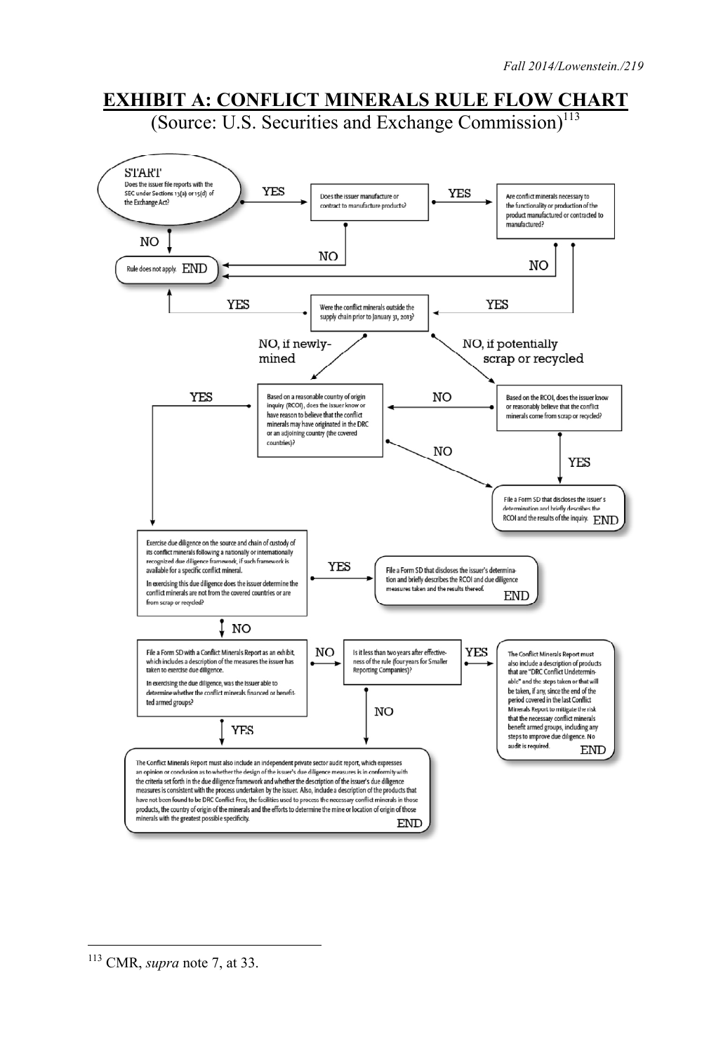## EXHIBIT A: CONFLICT MINERALS RULE FLOW CHART

(Source: U.S. Securities and Exchange Commission)[113]

START
Does the issuer file reports with the SEC under Sections 13(a) or 15(d) of the Exchange Act?

YES

Does the issuer manufacture or contract to manufacture products?

YES

Are conflict minerals necessary to the functionality or production of the product manufactured or contracted to manufactured?

NO

NO

NO

Rule does not apply. END

YES

Were the conflict minerals outside the supply chain prior to January 31, 2013?

YES

NO, if newly-mined

NO, if potentially scrap or recycled

YES

Based on a reasonable country of origin inquiry (RCOI), does the issuer know or have reason to believe that the conflict minerals may have originated in the DRC or an adjoining country (the covered countries)?

NO

Based on the RCOI, does the issuer know or reasonably believe that the conflict minerals come from scrap or recycled?

NO

YES

File a Form SD that discloses the issuer's determination and briefly describes the RCOI and the results of the inquiry. END

Exercise due diligence on the source and chain of custody of its conflict minerals following a nationally or internationally recognized due diligence framework, if such framework is available for a specific conflict mineral.

In exercising this due diligence does the issuer determine the conflict minerals are not from the covered countries or are from scrap or recycled?

YES

File a Form SD that discloses the issuer's determination and briefly describes the RCOI and due diligence measures taken and the results thereof. END

NO

File a Form SD with a Conflict Minerals Report as an exhibit, which includes a description of the measures the issuer has taken to exercise due diligence.

In exercising the due diligence, was the issuer able to determine whether the conflict minerals financed or benefitted armed groups?

NO

Is it less than two years after effectiveness of the rule (four years for Smaller Reporting Companies)?

YES

The Conflict Minerals Report must also include a description of products that are "DRC Conflict Undeterminable" and the steps taken or that will be taken, if any, since the end of the period covered in the last Conflict Minerals Report to mitigate the risk that the necessary conflict minerals benefit armed groups, including any steps to improve due diligence. No audit is required. END

NO

YES

The Conflict Minerals Report must also include an independent private sector audit report, which expresses an opinion or conclusion as to whether the design of the issuer's due diligence measures is in conformity with the criteria set forth in the due diligence framework and whether the description of the issuer's due diligence measures is consistent with the process undertaken by the issuer. Also, include a description of the products that have not been found to be DRC Conflict Free, the facilities used to process the necessary conflict minerals in those products, the country of origin of the minerals and the efforts to determine the mine or location of origin of those minerals with the greatest possible specificity. END

---

[113] CMR, *supra* note 7, at 33.